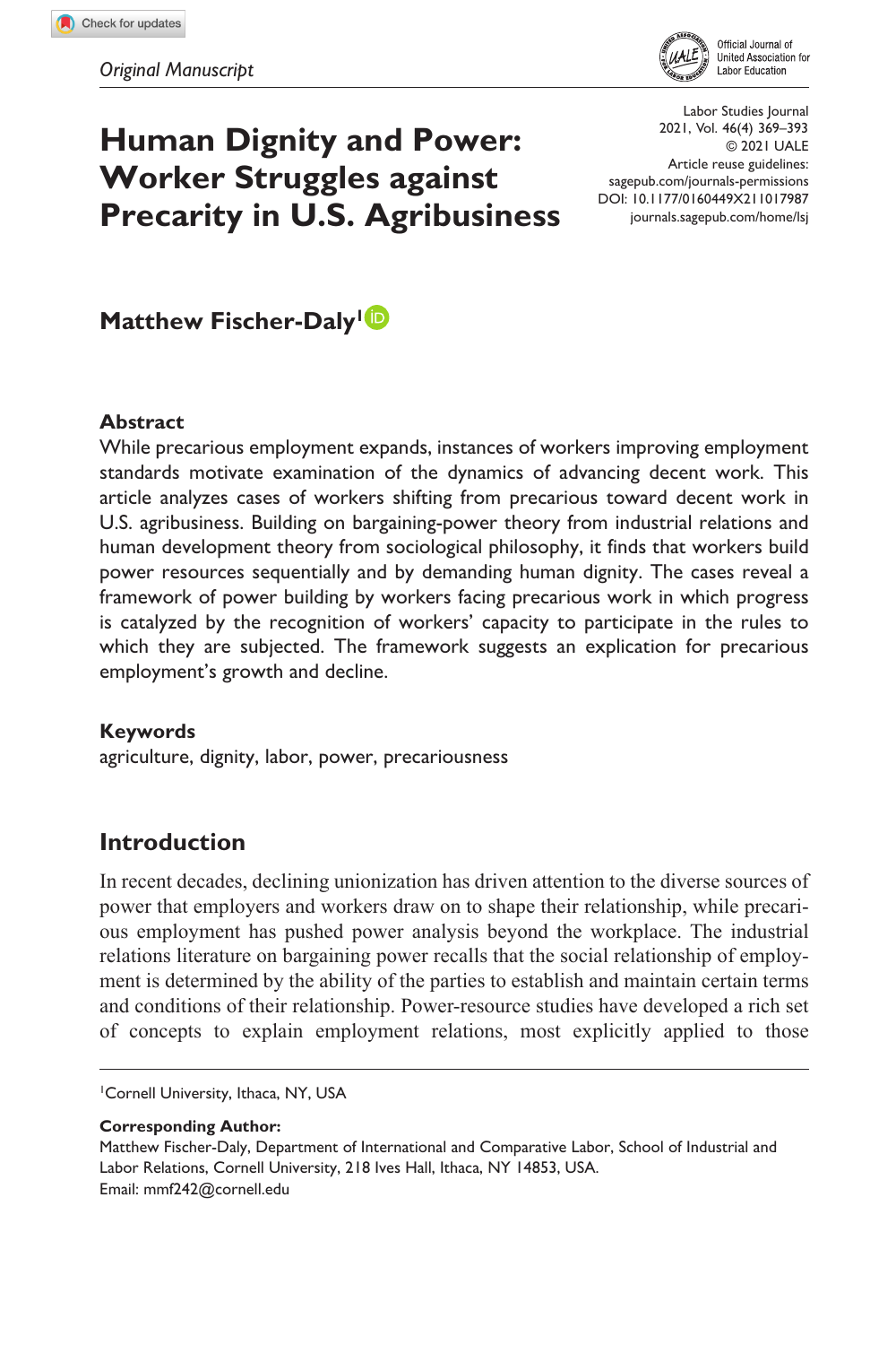*Original Manuscript*

# Human Dignity and Power: Worker Struggles against Precarity in U.S. Agribusiness

**Matthew Fischer-Daly**[1]

## Abstract

While precarious employment expands, instances of workers improving employment standards motivate examination of the dynamics of advancing decent work. This article analyzes cases of workers shifting from precarious toward decent work in U.S. agribusiness. Building on bargaining-power theory from industrial relations and human development theory from sociological philosophy, it finds that workers build power resources sequentially and by demanding human dignity. The cases reveal a framework of power building by workers facing precarious work in which progress is catalyzed by the recognition of workers' capacity to participate in the rules to which they are subjected. The framework suggests an explication for precarious employment's growth and decline.

## Keywords

agriculture, dignity, labor, power, precariousness

## Introduction

In recent decades, declining unionization has driven attention to the diverse sources of power that employers and workers draw on to shape their relationship, while precarious employment has pushed power analysis beyond the workplace. The industrial relations literature on bargaining power recalls that the social relationship of employment is determined by the ability of the parties to establish and maintain certain terms and conditions of their relationship. Power-resource studies have developed a rich set of concepts to explain employment relations, most explicitly applied to those

---

[1]Cornell University, Ithaca, NY, USA

**Corresponding Author:**
Matthew Fischer-Daly, Department of International and Comparative Labor, School of Industrial and Labor Relations, Cornell University, 218 Ives Hall, Ithaca, NY 14853, USA.
Email: mmf242@cornell.edu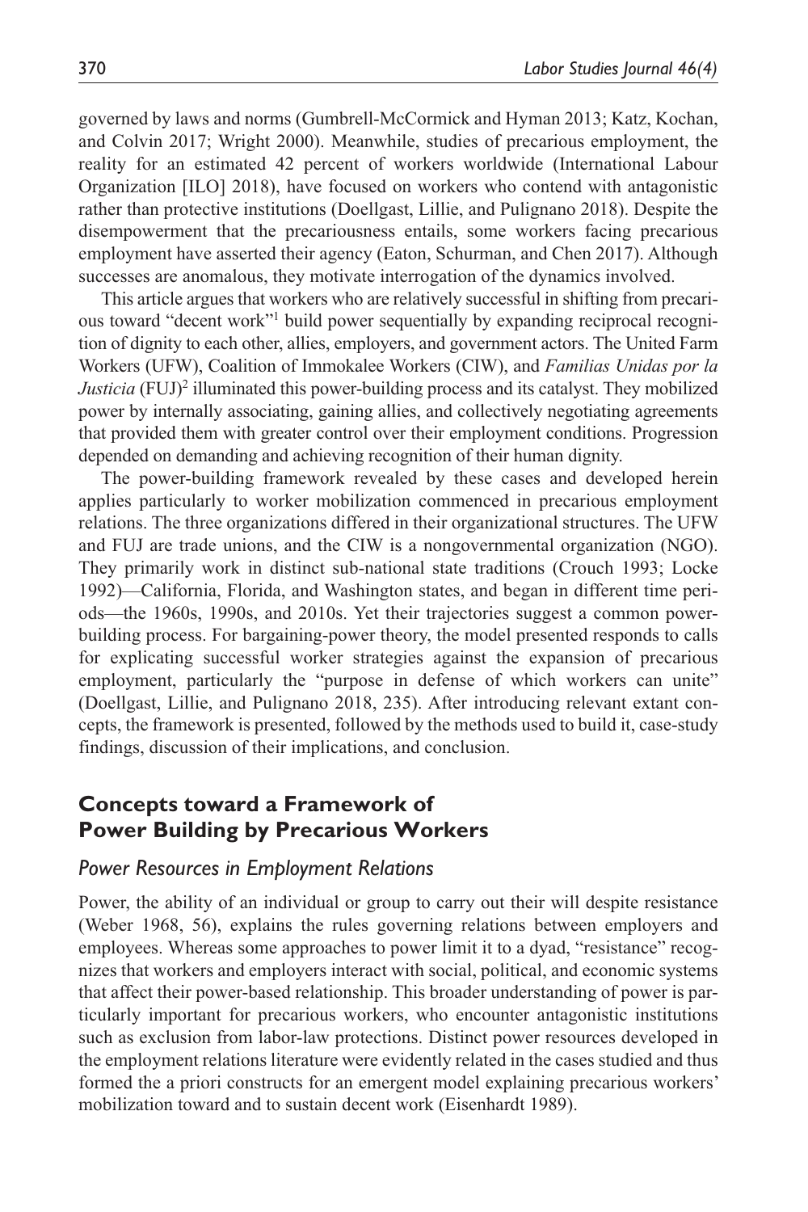governed by laws and norms (Gumbrell-McCormick and Hyman 2013; Katz, Kochan, and Colvin 2017; Wright 2000). Meanwhile, studies of precarious employment, the reality for an estimated 42 percent of workers worldwide (International Labour Organization [ILO] 2018), have focused on workers who contend with antagonistic rather than protective institutions (Doellgast, Lillie, and Pulignano 2018). Despite the disempowerment that the precariousness entails, some workers facing precarious employment have asserted their agency (Eaton, Schurman, and Chen 2017). Although successes are anomalous, they motivate interrogation of the dynamics involved.

This article argues that workers who are relatively successful in shifting from precarious toward "decent work"[1] build power sequentially by expanding reciprocal recognition of dignity to each other, allies, employers, and government actors. The United Farm Workers (UFW), Coalition of Immokalee Workers (CIW), and *Familias Unidas por la Justicia* (FUJ)[2] illuminated this power-building process and its catalyst. They mobilized power by internally associating, gaining allies, and collectively negotiating agreements that provided them with greater control over their employment conditions. Progression depended on demanding and achieving recognition of their human dignity.

The power-building framework revealed by these cases and developed herein applies particularly to worker mobilization commenced in precarious employment relations. The three organizations differed in their organizational structures. The UFW and FUJ are trade unions, and the CIW is a nongovernmental organization (NGO). They primarily work in distinct sub-national state traditions (Crouch 1993; Locke 1992)—California, Florida, and Washington states, and began in different time periods—the 1960s, 1990s, and 2010s. Yet their trajectories suggest a common power-building process. For bargaining-power theory, the model presented responds to calls for explicating successful worker strategies against the expansion of precarious employment, particularly the "purpose in defense of which workers can unite" (Doellgast, Lillie, and Pulignano 2018, 235). After introducing relevant extant concepts, the framework is presented, followed by the methods used to build it, case-study findings, discussion of their implications, and conclusion.

## Concepts toward a Framework of Power Building by Precarious Workers

### *Power Resources in Employment Relations*

Power, the ability of an individual or group to carry out their will despite resistance (Weber 1968, 56), explains the rules governing relations between employers and employees. Whereas some approaches to power limit it to a dyad, "resistance" recognizes that workers and employers interact with social, political, and economic systems that affect their power-based relationship. This broader understanding of power is particularly important for precarious workers, who encounter antagonistic institutions such as exclusion from labor-law protections. Distinct power resources developed in the employment relations literature were evidently related in the cases studied and thus formed the a priori constructs for an emergent model explaining precarious workers' mobilization toward and to sustain decent work (Eisenhardt 1989).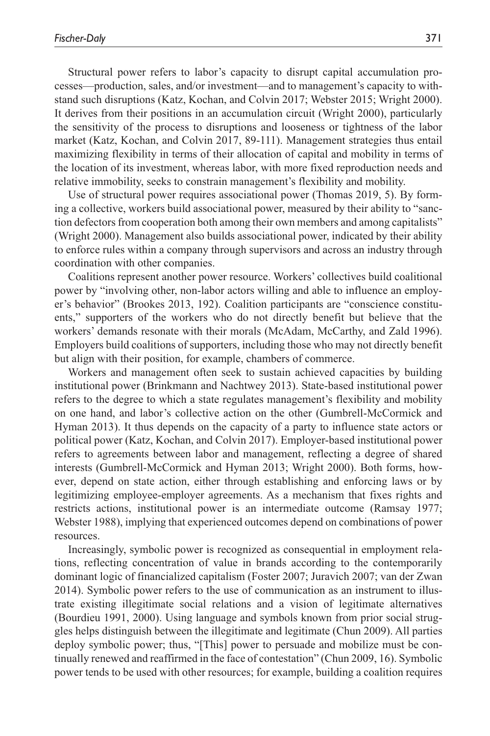Structural power refers to labor's capacity to disrupt capital accumulation processes—production, sales, and/or investment—and to management's capacity to withstand such disruptions (Katz, Kochan, and Colvin 2017; Webster 2015; Wright 2000). It derives from their positions in an accumulation circuit (Wright 2000), particularly the sensitivity of the process to disruptions and looseness or tightness of the labor market (Katz, Kochan, and Colvin 2017, 89-111). Management strategies thus entail maximizing flexibility in terms of their allocation of capital and mobility in terms of the location of its investment, whereas labor, with more fixed reproduction needs and relative immobility, seeks to constrain management's flexibility and mobility.

Use of structural power requires associational power (Thomas 2019, 5). By forming a collective, workers build associational power, measured by their ability to "sanction defectors from cooperation both among their own members and among capitalists" (Wright 2000). Management also builds associational power, indicated by their ability to enforce rules within a company through supervisors and across an industry through coordination with other companies.

Coalitions represent another power resource. Workers' collectives build coalitional power by "involving other, non-labor actors willing and able to influence an employer's behavior" (Brookes 2013, 192). Coalition participants are "conscience constituents," supporters of the workers who do not directly benefit but believe that the workers' demands resonate with their morals (McAdam, McCarthy, and Zald 1996). Employers build coalitions of supporters, including those who may not directly benefit but align with their position, for example, chambers of commerce.

Workers and management often seek to sustain achieved capacities by building institutional power (Brinkmann and Nachtwey 2013). State-based institutional power refers to the degree to which a state regulates management's flexibility and mobility on one hand, and labor's collective action on the other (Gumbrell-McCormick and Hyman 2013). It thus depends on the capacity of a party to influence state actors or political power (Katz, Kochan, and Colvin 2017). Employer-based institutional power refers to agreements between labor and management, reflecting a degree of shared interests (Gumbrell-McCormick and Hyman 2013; Wright 2000). Both forms, however, depend on state action, either through establishing and enforcing laws or by legitimizing employee-employer agreements. As a mechanism that fixes rights and restricts actions, institutional power is an intermediate outcome (Ramsay 1977; Webster 1988), implying that experienced outcomes depend on combinations of power resources.

Increasingly, symbolic power is recognized as consequential in employment relations, reflecting concentration of value in brands according to the contemporarily dominant logic of financialized capitalism (Foster 2007; Juravich 2007; van der Zwan 2014). Symbolic power refers to the use of communication as an instrument to illustrate existing illegitimate social relations and a vision of legitimate alternatives (Bourdieu 1991, 2000). Using language and symbols known from prior social struggles helps distinguish between the illegitimate and legitimate (Chun 2009). All parties deploy symbolic power; thus, "[This] power to persuade and mobilize must be continually renewed and reaffirmed in the face of contestation" (Chun 2009, 16). Symbolic power tends to be used with other resources; for example, building a coalition requires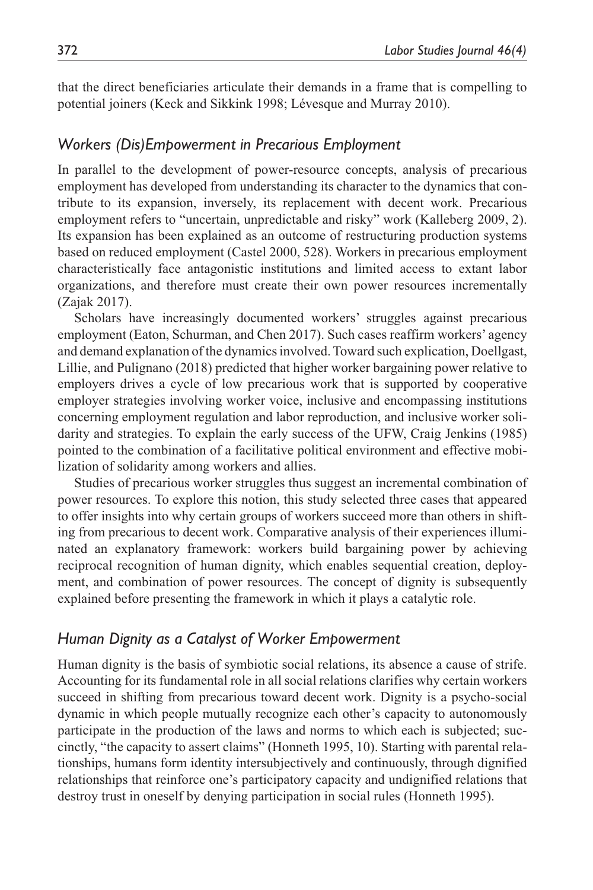that the direct beneficiaries articulate their demands in a frame that is compelling to potential joiners (Keck and Sikkink 1998; Lévesque and Murray 2010).

### *Workers (Dis)Empowerment in Precarious Employment*

In parallel to the development of power-resource concepts, analysis of precarious employment has developed from understanding its character to the dynamics that contribute to its expansion, inversely, its replacement with decent work. Precarious employment refers to "uncertain, unpredictable and risky" work (Kalleberg 2009, 2). Its expansion has been explained as an outcome of restructuring production systems based on reduced employment (Castel 2000, 528). Workers in precarious employment characteristically face antagonistic institutions and limited access to extant labor organizations, and therefore must create their own power resources incrementally (Zajak 2017).

Scholars have increasingly documented workers' struggles against precarious employment (Eaton, Schurman, and Chen 2017). Such cases reaffirm workers' agency and demand explanation of the dynamics involved. Toward such explication, Doellgast, Lillie, and Pulignano (2018) predicted that higher worker bargaining power relative to employers drives a cycle of low precarious work that is supported by cooperative employer strategies involving worker voice, inclusive and encompassing institutions concerning employment regulation and labor reproduction, and inclusive worker solidarity and strategies. To explain the early success of the UFW, Craig Jenkins (1985) pointed to the combination of a facilitative political environment and effective mobilization of solidarity among workers and allies.

Studies of precarious worker struggles thus suggest an incremental combination of power resources. To explore this notion, this study selected three cases that appeared to offer insights into why certain groups of workers succeed more than others in shifting from precarious to decent work. Comparative analysis of their experiences illuminated an explanatory framework: workers build bargaining power by achieving reciprocal recognition of human dignity, which enables sequential creation, deployment, and combination of power resources. The concept of dignity is subsequently explained before presenting the framework in which it plays a catalytic role.

### *Human Dignity as a Catalyst of Worker Empowerment*

Human dignity is the basis of symbiotic social relations, its absence a cause of strife. Accounting for its fundamental role in all social relations clarifies why certain workers succeed in shifting from precarious toward decent work. Dignity is a psycho-social dynamic in which people mutually recognize each other's capacity to autonomously participate in the production of the laws and norms to which each is subjected; succinctly, "the capacity to assert claims" (Honneth 1995, 10). Starting with parental relationships, humans form identity intersubjectively and continuously, through dignified relationships that reinforce one's participatory capacity and undignified relations that destroy trust in oneself by denying participation in social rules (Honneth 1995).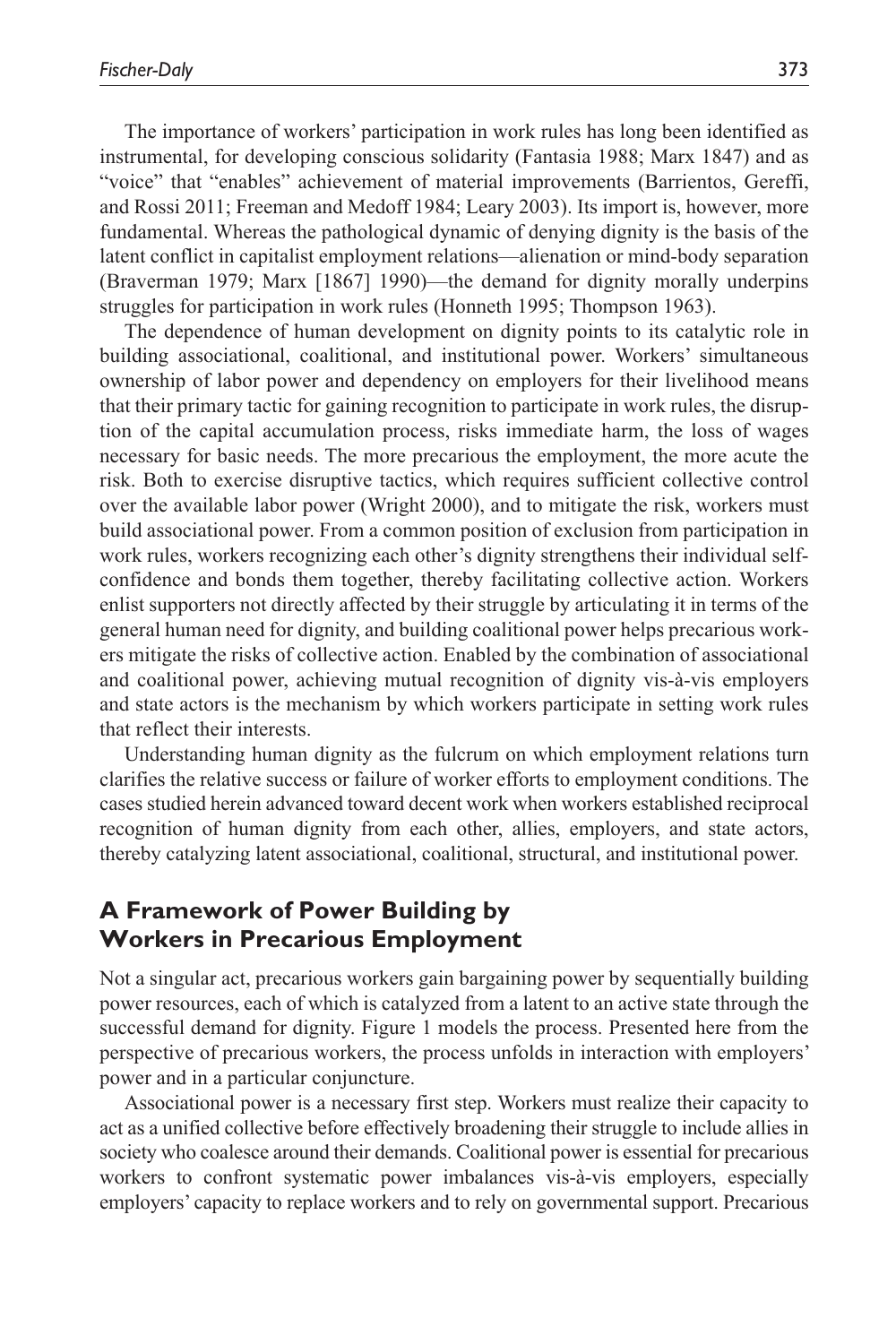The importance of workers' participation in work rules has long been identified as instrumental, for developing conscious solidarity (Fantasia 1988; Marx 1847) and as "voice" that "enables" achievement of material improvements (Barrientos, Gereffi, and Rossi 2011; Freeman and Medoff 1984; Leary 2003). Its import is, however, more fundamental. Whereas the pathological dynamic of denying dignity is the basis of the latent conflict in capitalist employment relations—alienation or mind-body separation (Braverman 1979; Marx [1867] 1990)—the demand for dignity morally underpins struggles for participation in work rules (Honneth 1995; Thompson 1963).

The dependence of human development on dignity points to its catalytic role in building associational, coalitional, and institutional power. Workers' simultaneous ownership of labor power and dependency on employers for their livelihood means that their primary tactic for gaining recognition to participate in work rules, the disruption of the capital accumulation process, risks immediate harm, the loss of wages necessary for basic needs. The more precarious the employment, the more acute the risk. Both to exercise disruptive tactics, which requires sufficient collective control over the available labor power (Wright 2000), and to mitigate the risk, workers must build associational power. From a common position of exclusion from participation in work rules, workers recognizing each other's dignity strengthens their individual self-confidence and bonds them together, thereby facilitating collective action. Workers enlist supporters not directly affected by their struggle by articulating it in terms of the general human need for dignity, and building coalitional power helps precarious workers mitigate the risks of collective action. Enabled by the combination of associational and coalitional power, achieving mutual recognition of dignity vis-à-vis employers and state actors is the mechanism by which workers participate in setting work rules that reflect their interests.

Understanding human dignity as the fulcrum on which employment relations turn clarifies the relative success or failure of worker efforts to employment conditions. The cases studied herein advanced toward decent work when workers established reciprocal recognition of human dignity from each other, allies, employers, and state actors, thereby catalyzing latent associational, coalitional, structural, and institutional power.

## A Framework of Power Building by Workers in Precarious Employment

Not a singular act, precarious workers gain bargaining power by sequentially building power resources, each of which is catalyzed from a latent to an active state through the successful demand for dignity. Figure 1 models the process. Presented here from the perspective of precarious workers, the process unfolds in interaction with employers' power and in a particular conjuncture.

Associational power is a necessary first step. Workers must realize their capacity to act as a unified collective before effectively broadening their struggle to include allies in society who coalesce around their demands. Coalitional power is essential for precarious workers to confront systematic power imbalances vis-à-vis employers, especially employers' capacity to replace workers and to rely on governmental support. Precarious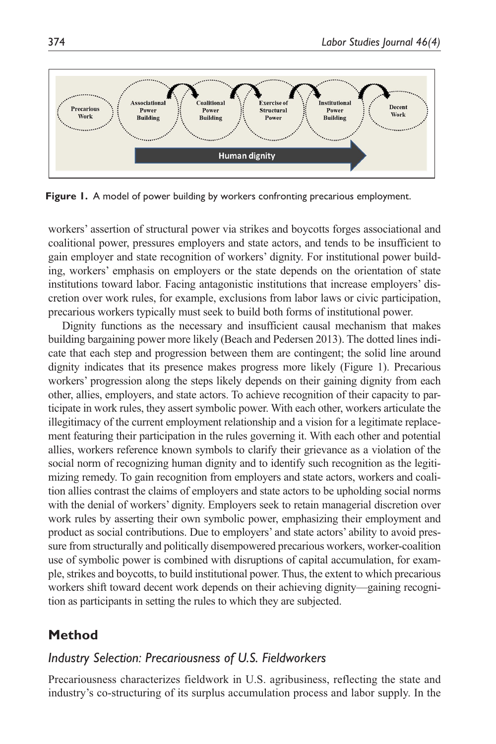**Figure 1.** A model of power building by workers confronting precarious employment.

workers' assertion of structural power via strikes and boycotts forges associational and coalitional power, pressures employers and state actors, and tends to be insufficient to gain employer and state recognition of workers' dignity. For institutional power building, workers' emphasis on employers or the state depends on the orientation of state institutions toward labor. Facing antagonistic institutions that increase employers' discretion over work rules, for example, exclusions from labor laws or civic participation, precarious workers typically must seek to build both forms of institutional power.

Dignity functions as the necessary and insufficient causal mechanism that makes building bargaining power more likely (Beach and Pedersen 2013). The dotted lines indicate that each step and progression between them are contingent; the solid line around dignity indicates that its presence makes progress more likely (Figure 1). Precarious workers' progression along the steps likely depends on their gaining dignity from each other, allies, employers, and state actors. To achieve recognition of their capacity to participate in work rules, they assert symbolic power. With each other, workers articulate the illegitimacy of the current employment relationship and a vision for a legitimate replacement featuring their participation in the rules governing it. With each other and potential allies, workers reference known symbols to clarify their grievance as a violation of the social norm of recognizing human dignity and to identify such recognition as the legitimizing remedy. To gain recognition from employers and state actors, workers and coalition allies contrast the claims of employers and state actors to be upholding social norms with the denial of workers' dignity. Employers seek to retain managerial discretion over work rules by asserting their own symbolic power, emphasizing their employment and product as social contributions. Due to employers' and state actors' ability to avoid pressure from structurally and politically disempowered precarious workers, worker-coalition use of symbolic power is combined with disruptions of capital accumulation, for example, strikes and boycotts, to build institutional power. Thus, the extent to which precarious workers shift toward decent work depends on their achieving dignity—gaining recognition as participants in setting the rules to which they are subjected.

## Method

### *Industry Selection: Precariousness of U.S. Fieldworkers*

Precariousness characterizes fieldwork in U.S. agribusiness, reflecting the state and industry's co-structuring of its surplus accumulation process and labor supply. In the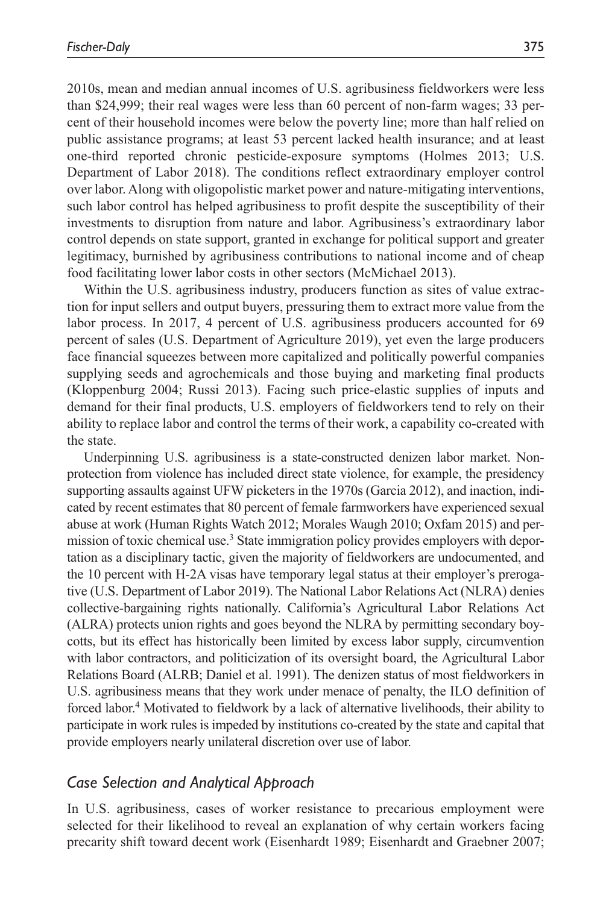2010s, mean and median annual incomes of U.S. agribusiness fieldworkers were less than $24,999; their real wages were less than 60 percent of non-farm wages; 33 percent of their household incomes were below the poverty line; more than half relied on public assistance programs; at least 53 percent lacked health insurance; and at least one-third reported chronic pesticide-exposure symptoms (Holmes 2013; U.S. Department of Labor 2018). The conditions reflect extraordinary employer control over labor. Along with oligopolistic market power and nature-mitigating interventions, such labor control has helped agribusiness to profit despite the susceptibility of their investments to disruption from nature and labor. Agribusiness's extraordinary labor control depends on state support, granted in exchange for political support and greater legitimacy, burnished by agribusiness contributions to national income and of cheap food facilitating lower labor costs in other sectors (McMichael 2013).

Within the U.S. agribusiness industry, producers function as sites of value extraction for input sellers and output buyers, pressuring them to extract more value from the labor process. In 2017, 4 percent of U.S. agribusiness producers accounted for 69 percent of sales (U.S. Department of Agriculture 2019), yet even the large producers face financial squeezes between more capitalized and politically powerful companies supplying seeds and agrochemicals and those buying and marketing final products (Kloppenburg 2004; Russi 2013). Facing such price-elastic supplies of inputs and demand for their final products, U.S. employers of fieldworkers tend to rely on their ability to replace labor and control the terms of their work, a capability co-created with the state.

Underpinning U.S. agribusiness is a state-constructed denizen labor market. Non-protection from violence has included direct state violence, for example, the presidency supporting assaults against UFW picketers in the 1970s (Garcia 2012), and inaction, indicated by recent estimates that 80 percent of female farmworkers have experienced sexual abuse at work (Human Rights Watch 2012; Morales Waugh 2010; Oxfam 2015) and permission of toxic chemical use.[3] State immigration policy provides employers with deportation as a disciplinary tactic, given the majority of fieldworkers are undocumented, and the 10 percent with H-2A visas have temporary legal status at their employer's prerogative (U.S. Department of Labor 2019). The National Labor Relations Act (NLRA) denies collective-bargaining rights nationally. California's Agricultural Labor Relations Act (ALRA) protects union rights and goes beyond the NLRA by permitting secondary boycotts, but its effect has historically been limited by excess labor supply, circumvention with labor contractors, and politicization of its oversight board, the Agricultural Labor Relations Board (ALRB; Daniel et al. 1991). The denizen status of most fieldworkers in U.S. agribusiness means that they work under menace of penalty, the ILO definition of forced labor.[4] Motivated to fieldwork by a lack of alternative livelihoods, their ability to participate in work rules is impeded by institutions co-created by the state and capital that provide employers nearly unilateral discretion over use of labor.

## *Case Selection and Analytical Approach*

In U.S. agribusiness, cases of worker resistance to precarious employment were selected for their likelihood to reveal an explanation of why certain workers facing precarity shift toward decent work (Eisenhardt 1989; Eisenhardt and Graebner 2007;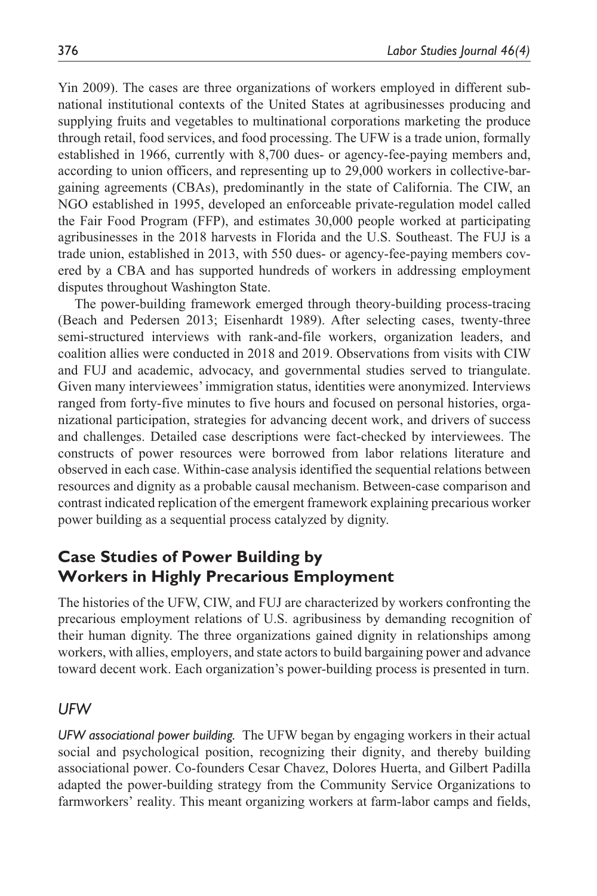Yin 2009). The cases are three organizations of workers employed in different subnational institutional contexts of the United States at agribusinesses producing and supplying fruits and vegetables to multinational corporations marketing the produce through retail, food services, and food processing. The UFW is a trade union, formally established in 1966, currently with 8,700 dues- or agency-fee-paying members and, according to union officers, and representing up to 29,000 workers in collective-bargaining agreements (CBAs), predominantly in the state of California. The CIW, an NGO established in 1995, developed an enforceable private-regulation model called the Fair Food Program (FFP), and estimates 30,000 people worked at participating agribusinesses in the 2018 harvests in Florida and the U.S. Southeast. The FUJ is a trade union, established in 2013, with 550 dues- or agency-fee-paying members covered by a CBA and has supported hundreds of workers in addressing employment disputes throughout Washington State.

The power-building framework emerged through theory-building process-tracing (Beach and Pedersen 2013; Eisenhardt 1989). After selecting cases, twenty-three semi-structured interviews with rank-and-file workers, organization leaders, and coalition allies were conducted in 2018 and 2019. Observations from visits with CIW and FUJ and academic, advocacy, and governmental studies served to triangulate. Given many interviewees' immigration status, identities were anonymized. Interviews ranged from forty-five minutes to five hours and focused on personal histories, organizational participation, strategies for advancing decent work, and drivers of success and challenges. Detailed case descriptions were fact-checked by interviewees. The constructs of power resources were borrowed from labor relations literature and observed in each case. Within-case analysis identified the sequential relations between resources and dignity as a probable causal mechanism. Between-case comparison and contrast indicated replication of the emergent framework explaining precarious worker power building as a sequential process catalyzed by dignity.

## Case Studies of Power Building by Workers in Highly Precarious Employment

The histories of the UFW, CIW, and FUJ are characterized by workers confronting the precarious employment relations of U.S. agribusiness by demanding recognition of their human dignity. The three organizations gained dignity in relationships among workers, with allies, employers, and state actors to build bargaining power and advance toward decent work. Each organization's power-building process is presented in turn.

### *UFW*

*UFW associational power building.* The UFW began by engaging workers in their actual social and psychological position, recognizing their dignity, and thereby building associational power. Co-founders Cesar Chavez, Dolores Huerta, and Gilbert Padilla adapted the power-building strategy from the Community Service Organizations to farmworkers' reality. This meant organizing workers at farm-labor camps and fields,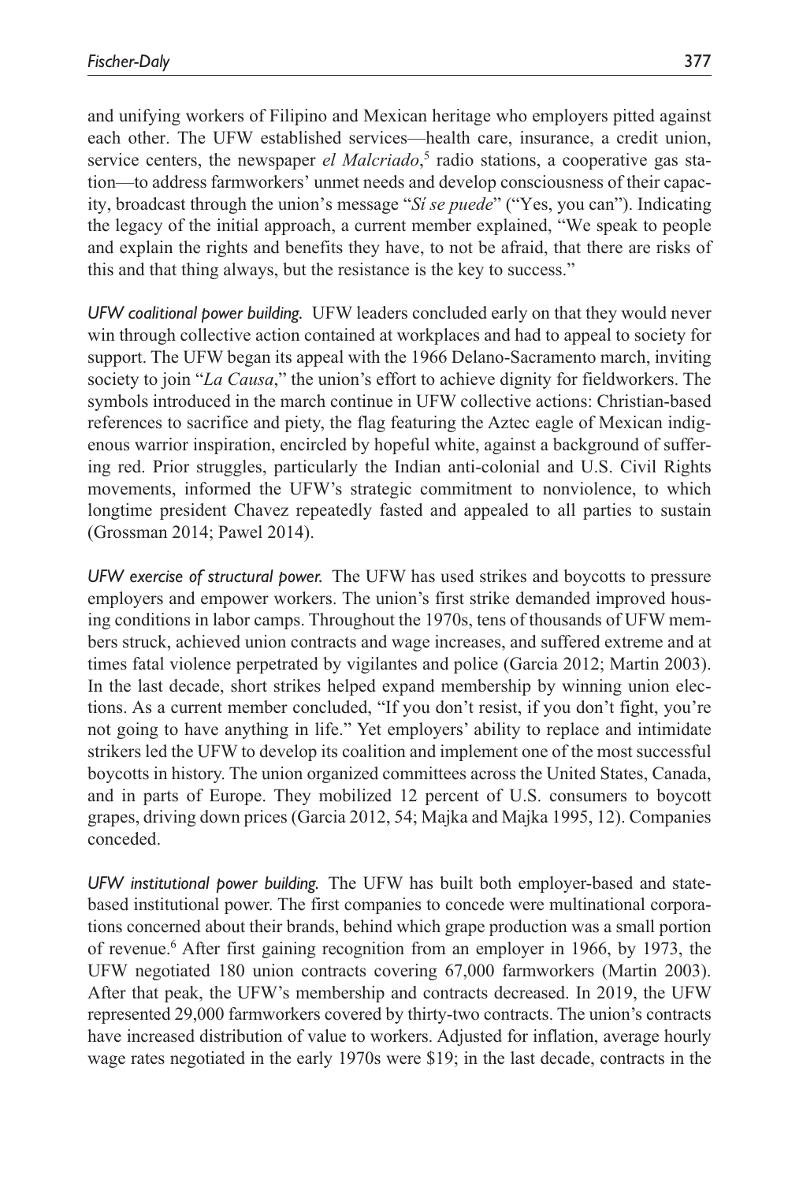and unifying workers of Filipino and Mexican heritage who employers pitted against each other. The UFW established services—health care, insurance, a credit union, service centers, the newspaper *el Malcriado*,[5] radio stations, a cooperative gas station—to address farmworkers' unmet needs and develop consciousness of their capacity, broadcast through the union's message "*Sí se puede*" ("Yes, you can"). Indicating the legacy of the initial approach, a current member explained, "We speak to people and explain the rights and benefits they have, to not be afraid, that there are risks of this and that thing always, but the resistance is the key to success."

*UFW coalitional power building.* UFW leaders concluded early on that they would never win through collective action contained at workplaces and had to appeal to society for support. The UFW began its appeal with the 1966 Delano-Sacramento march, inviting society to join "*La Causa*," the union's effort to achieve dignity for fieldworkers. The symbols introduced in the march continue in UFW collective actions: Christian-based references to sacrifice and piety, the flag featuring the Aztec eagle of Mexican indigenous warrior inspiration, encircled by hopeful white, against a background of suffering red. Prior struggles, particularly the Indian anti-colonial and U.S. Civil Rights movements, informed the UFW's strategic commitment to nonviolence, to which longtime president Chavez repeatedly fasted and appealed to all parties to sustain (Grossman 2014; Pawel 2014).

*UFW exercise of structural power.* The UFW has used strikes and boycotts to pressure employers and empower workers. The union's first strike demanded improved housing conditions in labor camps. Throughout the 1970s, tens of thousands of UFW members struck, achieved union contracts and wage increases, and suffered extreme and at times fatal violence perpetrated by vigilantes and police (Garcia 2012; Martin 2003). In the last decade, short strikes helped expand membership by winning union elections. As a current member concluded, "If you don't resist, if you don't fight, you're not going to have anything in life." Yet employers' ability to replace and intimidate strikers led the UFW to develop its coalition and implement one of the most successful boycotts in history. The union organized committees across the United States, Canada, and in parts of Europe. They mobilized 12 percent of U.S. consumers to boycott grapes, driving down prices (Garcia 2012, 54; Majka and Majka 1995, 12). Companies conceded.

*UFW institutional power building.* The UFW has built both employer-based and state-based institutional power. The first companies to concede were multinational corporations concerned about their brands, behind which grape production was a small portion of revenue.[6] After first gaining recognition from an employer in 1966, by 1973, the UFW negotiated 180 union contracts covering 67,000 farmworkers (Martin 2003). After that peak, the UFW's membership and contracts decreased. In 2019, the UFW represented 29,000 farmworkers covered by thirty-two contracts. The union's contracts have increased distribution of value to workers. Adjusted for inflation, average hourly wage rates negotiated in the early 1970s were $19; in the last decade, contracts in the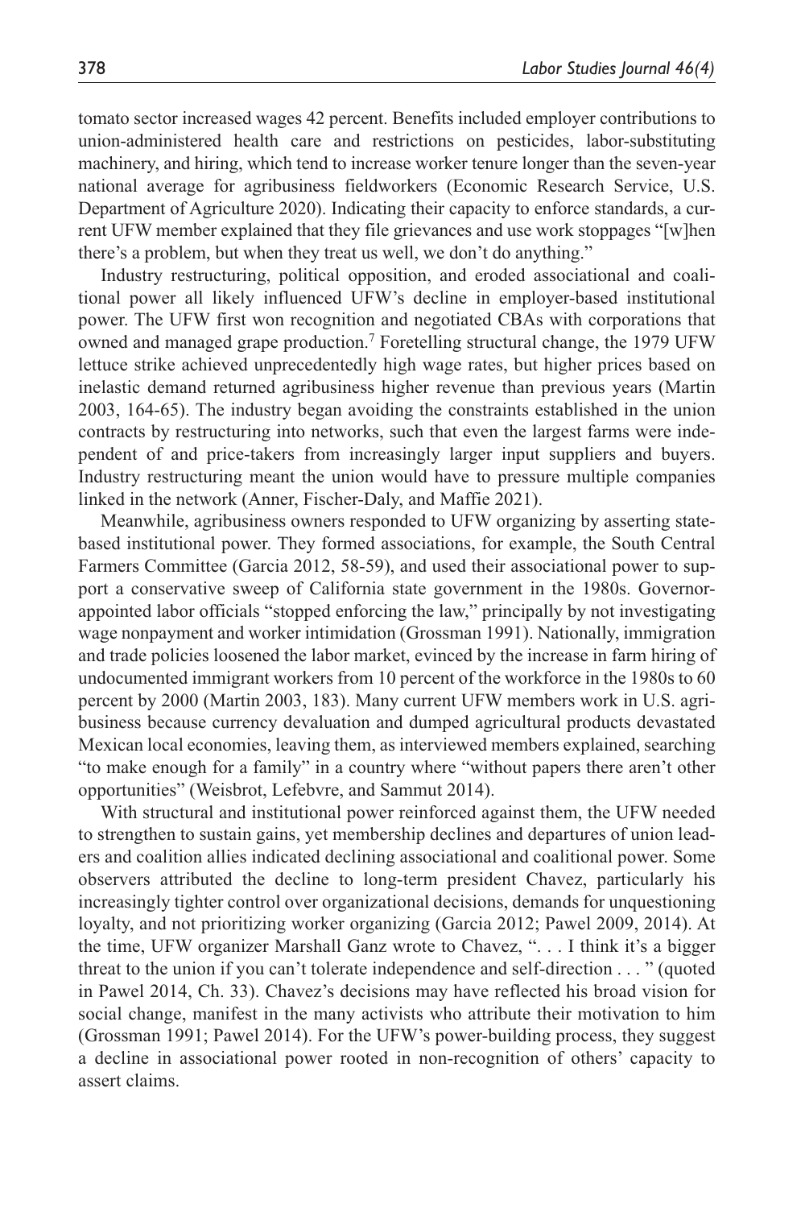tomato sector increased wages 42 percent. Benefits included employer contributions to union-administered health care and restrictions on pesticides, labor-substituting machinery, and hiring, which tend to increase worker tenure longer than the seven-year national average for agribusiness fieldworkers (Economic Research Service, U.S. Department of Agriculture 2020). Indicating their capacity to enforce standards, a current UFW member explained that they file grievances and use work stoppages "[w]hen there's a problem, but when they treat us well, we don't do anything."

Industry restructuring, political opposition, and eroded associational and coalitional power all likely influenced UFW's decline in employer-based institutional power. The UFW first won recognition and negotiated CBAs with corporations that owned and managed grape production.[7] Foretelling structural change, the 1979 UFW lettuce strike achieved unprecedentedly high wage rates, but higher prices based on inelastic demand returned agribusiness higher revenue than previous years (Martin 2003, 164-65). The industry began avoiding the constraints established in the union contracts by restructuring into networks, such that even the largest farms were independent of and price-takers from increasingly larger input suppliers and buyers. Industry restructuring meant the union would have to pressure multiple companies linked in the network (Anner, Fischer-Daly, and Maffie 2021).

Meanwhile, agribusiness owners responded to UFW organizing by asserting state-based institutional power. They formed associations, for example, the South Central Farmers Committee (Garcia 2012, 58-59), and used their associational power to support a conservative sweep of California state government in the 1980s. Governor-appointed labor officials "stopped enforcing the law," principally by not investigating wage nonpayment and worker intimidation (Grossman 1991). Nationally, immigration and trade policies loosened the labor market, evinced by the increase in farm hiring of undocumented immigrant workers from 10 percent of the workforce in the 1980s to 60 percent by 2000 (Martin 2003, 183). Many current UFW members work in U.S. agribusiness because currency devaluation and dumped agricultural products devastated Mexican local economies, leaving them, as interviewed members explained, searching "to make enough for a family" in a country where "without papers there aren't other opportunities" (Weisbrot, Lefebvre, and Sammut 2014).

With structural and institutional power reinforced against them, the UFW needed to strengthen to sustain gains, yet membership declines and departures of union leaders and coalition allies indicated declining associational and coalitional power. Some observers attributed the decline to long-term president Chavez, particularly his increasingly tighter control over organizational decisions, demands for unquestioning loyalty, and not prioritizing worker organizing (Garcia 2012; Pawel 2009, 2014). At the time, UFW organizer Marshall Ganz wrote to Chavez, ". . . I think it's a bigger threat to the union if you can't tolerate independence and self-direction . . . " (quoted in Pawel 2014, Ch. 33). Chavez's decisions may have reflected his broad vision for social change, manifest in the many activists who attribute their motivation to him (Grossman 1991; Pawel 2014). For the UFW's power-building process, they suggest a decline in associational power rooted in non-recognition of others' capacity to assert claims.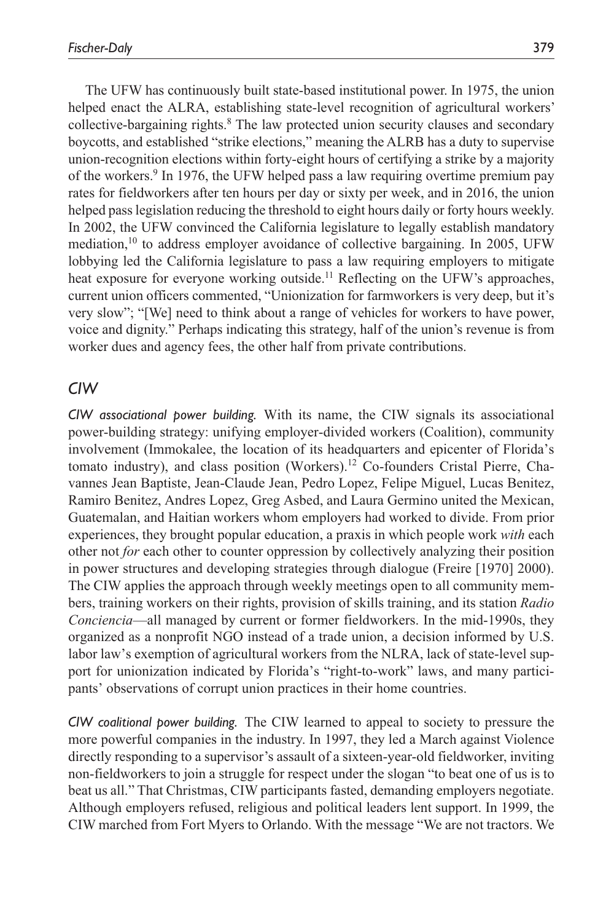The UFW has continuously built state-based institutional power. In 1975, the union helped enact the ALRA, establishing state-level recognition of agricultural workers' collective-bargaining rights.[8] The law protected union security clauses and secondary boycotts, and established "strike elections," meaning the ALRB has a duty to supervise union-recognition elections within forty-eight hours of certifying a strike by a majority of the workers.[9] In 1976, the UFW helped pass a law requiring overtime premium pay rates for fieldworkers after ten hours per day or sixty per week, and in 2016, the union helped pass legislation reducing the threshold to eight hours daily or forty hours weekly. In 2002, the UFW convinced the California legislature to legally establish mandatory mediation,[10] to address employer avoidance of collective bargaining. In 2005, UFW lobbying led the California legislature to pass a law requiring employers to mitigate heat exposure for everyone working outside.[11] Reflecting on the UFW's approaches, current union officers commented, "Unionization for farmworkers is very deep, but it's very slow"; "[We] need to think about a range of vehicles for workers to have power, voice and dignity." Perhaps indicating this strategy, half of the union's revenue is from worker dues and agency fees, the other half from private contributions.

## CIW

*CIW associational power building.* With its name, the CIW signals its associational power-building strategy: unifying employer-divided workers (Coalition), community involvement (Immokalee, the location of its headquarters and epicenter of Florida's tomato industry), and class position (Workers).[12] Co-founders Cristal Pierre, Chavannes Jean Baptiste, Jean-Claude Jean, Pedro Lopez, Felipe Miguel, Lucas Benitez, Ramiro Benitez, Andres Lopez, Greg Asbed, and Laura Germino united the Mexican, Guatemalan, and Haitian workers whom employers had worked to divide. From prior experiences, they brought popular education, a praxis in which people work *with* each other not *for* each other to counter oppression by collectively analyzing their position in power structures and developing strategies through dialogue (Freire [1970] 2000). The CIW applies the approach through weekly meetings open to all community members, training workers on their rights, provision of skills training, and its station *Radio Conciencia*—all managed by current or former fieldworkers. In the mid-1990s, they organized as a nonprofit NGO instead of a trade union, a decision informed by U.S. labor law's exemption of agricultural workers from the NLRA, lack of state-level support for unionization indicated by Florida's "right-to-work" laws, and many participants' observations of corrupt union practices in their home countries.

*CIW coalitional power building.* The CIW learned to appeal to society to pressure the more powerful companies in the industry. In 1997, they led a March against Violence directly responding to a supervisor's assault of a sixteen-year-old fieldworker, inviting non-fieldworkers to join a struggle for respect under the slogan "to beat one of us is to beat us all." That Christmas, CIW participants fasted, demanding employers negotiate. Although employers refused, religious and political leaders lent support. In 1999, the CIW marched from Fort Myers to Orlando. With the message "We are not tractors. We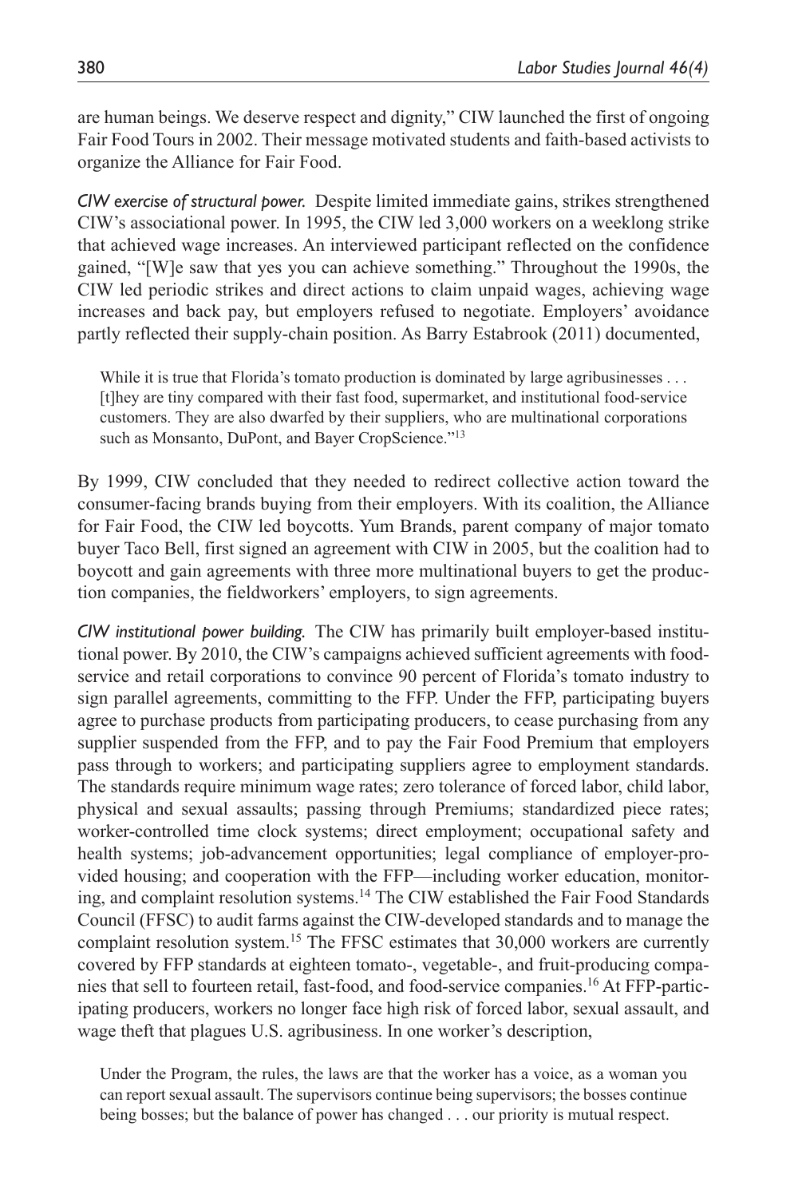are human beings. We deserve respect and dignity," CIW launched the first of ongoing Fair Food Tours in 2002. Their message motivated students and faith-based activists to organize the Alliance for Fair Food.

*CIW exercise of structural power.* Despite limited immediate gains, strikes strengthened CIW's associational power. In 1995, the CIW led 3,000 workers on a weeklong strike that achieved wage increases. An interviewed participant reflected on the confidence gained, "[W]e saw that yes you can achieve something." Throughout the 1990s, the CIW led periodic strikes and direct actions to claim unpaid wages, achieving wage increases and back pay, but employers refused to negotiate. Employers' avoidance partly reflected their supply-chain position. As Barry Estabrook (2011) documented,

> While it is true that Florida's tomato production is dominated by large agribusinesses . . . [t]hey are tiny compared with their fast food, supermarket, and institutional food-service customers. They are also dwarfed by their suppliers, who are multinational corporations such as Monsanto, DuPont, and Bayer CropScience."[13]

By 1999, CIW concluded that they needed to redirect collective action toward the consumer-facing brands buying from their employers. With its coalition, the Alliance for Fair Food, the CIW led boycotts. Yum Brands, parent company of major tomato buyer Taco Bell, first signed an agreement with CIW in 2005, but the coalition had to boycott and gain agreements with three more multinational buyers to get the production companies, the fieldworkers' employers, to sign agreements.

*CIW institutional power building.* The CIW has primarily built employer-based institutional power. By 2010, the CIW's campaigns achieved sufficient agreements with food-service and retail corporations to convince 90 percent of Florida's tomato industry to sign parallel agreements, committing to the FFP. Under the FFP, participating buyers agree to purchase products from participating producers, to cease purchasing from any supplier suspended from the FFP, and to pay the Fair Food Premium that employers pass through to workers; and participating suppliers agree to employment standards. The standards require minimum wage rates; zero tolerance of forced labor, child labor, physical and sexual assaults; passing through Premiums; standardized piece rates; worker-controlled time clock systems; direct employment; occupational safety and health systems; job-advancement opportunities; legal compliance of employer-provided housing; and cooperation with the FFP—including worker education, monitoring, and complaint resolution systems.[14] The CIW established the Fair Food Standards Council (FFSC) to audit farms against the CIW-developed standards and to manage the complaint resolution system.[15] The FFSC estimates that 30,000 workers are currently covered by FFP standards at eighteen tomato-, vegetable-, and fruit-producing companies that sell to fourteen retail, fast-food, and food-service companies.[16] At FFP-participating producers, workers no longer face high risk of forced labor, sexual assault, and wage theft that plagues U.S. agribusiness. In one worker's description,

> Under the Program, the rules, the laws are that the worker has a voice, as a woman you can report sexual assault. The supervisors continue being supervisors; the bosses continue being bosses; but the balance of power has changed . . . our priority is mutual respect.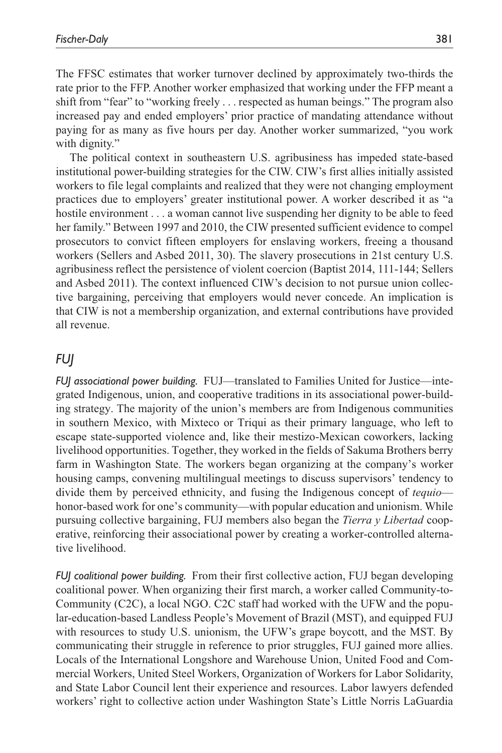The FFSC estimates that worker turnover declined by approximately two-thirds the rate prior to the FFP. Another worker emphasized that working under the FFP meant a shift from "fear" to "working freely . . . respected as human beings." The program also increased pay and ended employers' prior practice of mandating attendance without paying for as many as five hours per day. Another worker summarized, "you work with dignity."

The political context in southeastern U.S. agribusiness has impeded state-based institutional power-building strategies for the CIW. CIW's first allies initially assisted workers to file legal complaints and realized that they were not changing employment practices due to employers' greater institutional power. A worker described it as "a hostile environment . . . a woman cannot live suspending her dignity to be able to feed her family." Between 1997 and 2010, the CIW presented sufficient evidence to compel prosecutors to convict fifteen employers for enslaving workers, freeing a thousand workers (Sellers and Asbed 2011, 30). The slavery prosecutions in 21st century U.S. agribusiness reflect the persistence of violent coercion (Baptist 2014, 111-144; Sellers and Asbed 2011). The context influenced CIW's decision to not pursue union collective bargaining, perceiving that employers would never concede. An implication is that CIW is not a membership organization, and external contributions have provided all revenue.

## FUJ

*FUJ associational power building.* FUJ—translated to Families United for Justice—integrated Indigenous, union, and cooperative traditions in its associational power-building strategy. The majority of the union's members are from Indigenous communities in southern Mexico, with Mixteco or Triqui as their primary language, who left to escape state-supported violence and, like their mestizo-Mexican coworkers, lacking livelihood opportunities. Together, they worked in the fields of Sakuma Brothers berry farm in Washington State. The workers began organizing at the company's worker housing camps, convening multilingual meetings to discuss supervisors' tendency to divide them by perceived ethnicity, and fusing the Indigenous concept of *tequio*—honor-based work for one's community—with popular education and unionism. While pursuing collective bargaining, FUJ members also began the *Tierra y Libertad* cooperative, reinforcing their associational power by creating a worker-controlled alternative livelihood.

*FUJ coalitional power building.* From their first collective action, FUJ began developing coalitional power. When organizing their first march, a worker called Community-to-Community (C2C), a local NGO. C2C staff had worked with the UFW and the popular-education-based Landless People's Movement of Brazil (MST), and equipped FUJ with resources to study U.S. unionism, the UFW's grape boycott, and the MST. By communicating their struggle in reference to prior struggles, FUJ gained more allies. Locals of the International Longshore and Warehouse Union, United Food and Commercial Workers, United Steel Workers, Organization of Workers for Labor Solidarity, and State Labor Council lent their experience and resources. Labor lawyers defended workers' right to collective action under Washington State's Little Norris LaGuardia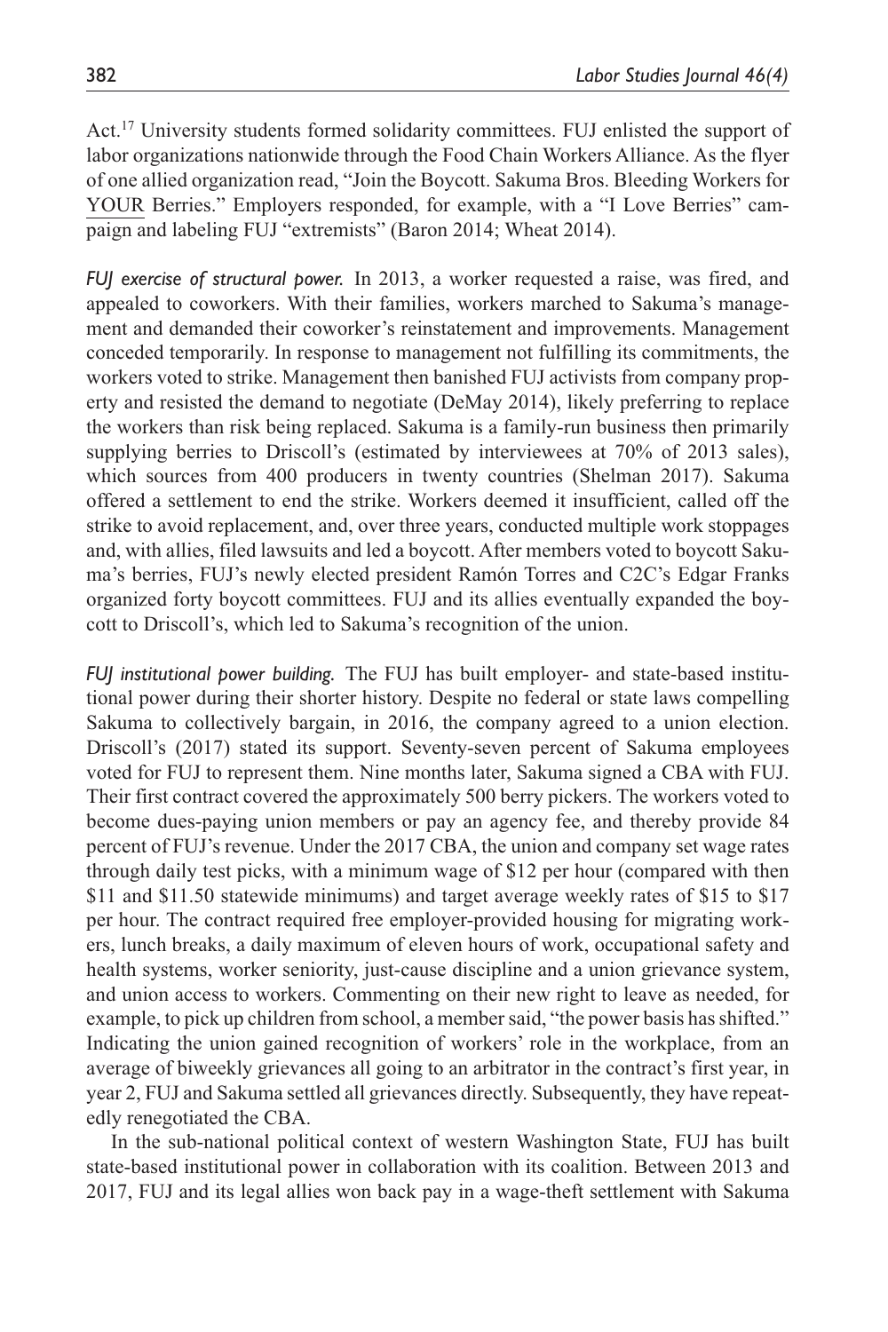Act.[17] University students formed solidarity committees. FUJ enlisted the support of labor organizations nationwide through the Food Chain Workers Alliance. As the flyer of one allied organization read, "Join the Boycott. Sakuma Bros. Bleeding Workers for YOUR Berries." Employers responded, for example, with a "I Love Berries" campaign and labeling FUJ "extremists" (Baron 2014; Wheat 2014).

*FUJ exercise of structural power.* In 2013, a worker requested a raise, was fired, and appealed to coworkers. With their families, workers marched to Sakuma's management and demanded their coworker's reinstatement and improvements. Management conceded temporarily. In response to management not fulfilling its commitments, the workers voted to strike. Management then banished FUJ activists from company property and resisted the demand to negotiate (DeMay 2014), likely preferring to replace the workers than risk being replaced. Sakuma is a family-run business then primarily supplying berries to Driscoll's (estimated by interviewees at 70% of 2013 sales), which sources from 400 producers in twenty countries (Shelman 2017). Sakuma offered a settlement to end the strike. Workers deemed it insufficient, called off the strike to avoid replacement, and, over three years, conducted multiple work stoppages and, with allies, filed lawsuits and led a boycott. After members voted to boycott Sakuma's berries, FUJ's newly elected president Ramón Torres and C2C's Edgar Franks organized forty boycott committees. FUJ and its allies eventually expanded the boycott to Driscoll's, which led to Sakuma's recognition of the union.

*FUJ institutional power building.* The FUJ has built employer- and state-based institutional power during their shorter history. Despite no federal or state laws compelling Sakuma to collectively bargain, in 2016, the company agreed to a union election. Driscoll's (2017) stated its support. Seventy-seven percent of Sakuma employees voted for FUJ to represent them. Nine months later, Sakuma signed a CBA with FUJ. Their first contract covered the approximately 500 berry pickers. The workers voted to become dues-paying union members or pay an agency fee, and thereby provide 84 percent of FUJ's revenue. Under the 2017 CBA, the union and company set wage rates through daily test picks, with a minimum wage of $12 per hour (compared with then $11 and $11.50 statewide minimums) and target average weekly rates of $15 to $17 per hour. The contract required free employer-provided housing for migrating workers, lunch breaks, a daily maximum of eleven hours of work, occupational safety and health systems, worker seniority, just-cause discipline and a union grievance system, and union access to workers. Commenting on their new right to leave as needed, for example, to pick up children from school, a member said, "the power basis has shifted." Indicating the union gained recognition of workers' role in the workplace, from an average of biweekly grievances all going to an arbitrator in the contract's first year, in year 2, FUJ and Sakuma settled all grievances directly. Subsequently, they have repeatedly renegotiated the CBA.

In the sub-national political context of western Washington State, FUJ has built state-based institutional power in collaboration with its coalition. Between 2013 and 2017, FUJ and its legal allies won back pay in a wage-theft settlement with Sakuma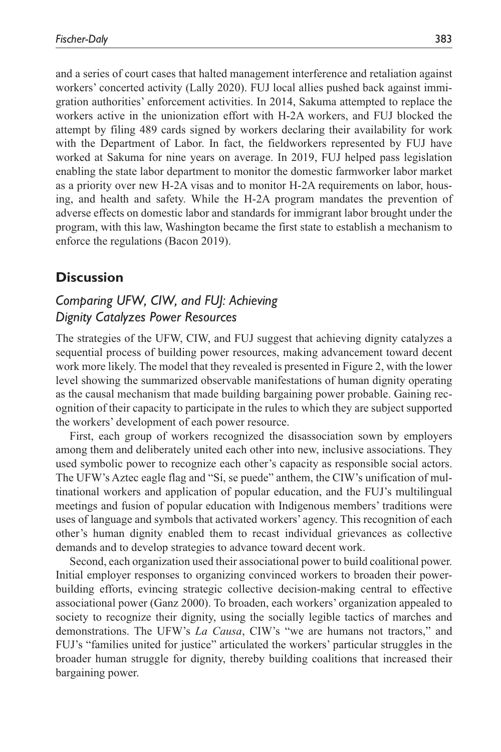and a series of court cases that halted management interference and retaliation against workers' concerted activity (Lally 2020). FUJ local allies pushed back against immigration authorities' enforcement activities. In 2014, Sakuma attempted to replace the workers active in the unionization effort with H-2A workers, and FUJ blocked the attempt by filing 489 cards signed by workers declaring their availability for work with the Department of Labor. In fact, the fieldworkers represented by FUJ have worked at Sakuma for nine years on average. In 2019, FUJ helped pass legislation enabling the state labor department to monitor the domestic farmworker labor market as a priority over new H-2A visas and to monitor H-2A requirements on labor, housing, and health and safety. While the H-2A program mandates the prevention of adverse effects on domestic labor and standards for immigrant labor brought under the program, with this law, Washington became the first state to establish a mechanism to enforce the regulations (Bacon 2019).

## Discussion

### *Comparing UFW, CIW, and FUJ: Achieving Dignity Catalyzes Power Resources*

The strategies of the UFW, CIW, and FUJ suggest that achieving dignity catalyzes a sequential process of building power resources, making advancement toward decent work more likely. The model that they revealed is presented in Figure 2, with the lower level showing the summarized observable manifestations of human dignity operating as the causal mechanism that made building bargaining power probable. Gaining recognition of their capacity to participate in the rules to which they are subject supported the workers' development of each power resource.

First, each group of workers recognized the disassociation sown by employers among them and deliberately united each other into new, inclusive associations. They used symbolic power to recognize each other's capacity as responsible social actors. The UFW's Aztec eagle flag and "Sí, se puede" anthem, the CIW's unification of multinational workers and application of popular education, and the FUJ's multilingual meetings and fusion of popular education with Indigenous members' traditions were uses of language and symbols that activated workers' agency. This recognition of each other's human dignity enabled them to recast individual grievances as collective demands and to develop strategies to advance toward decent work.

Second, each organization used their associational power to build coalitional power. Initial employer responses to organizing convinced workers to broaden their power-building efforts, evincing strategic collective decision-making central to effective associational power (Ganz 2000). To broaden, each workers' organization appealed to society to recognize their dignity, using the socially legible tactics of marches and demonstrations. The UFW's *La Causa*, CIW's "we are humans not tractors," and FUJ's "families united for justice" articulated the workers' particular struggles in the broader human struggle for dignity, thereby building coalitions that increased their bargaining power.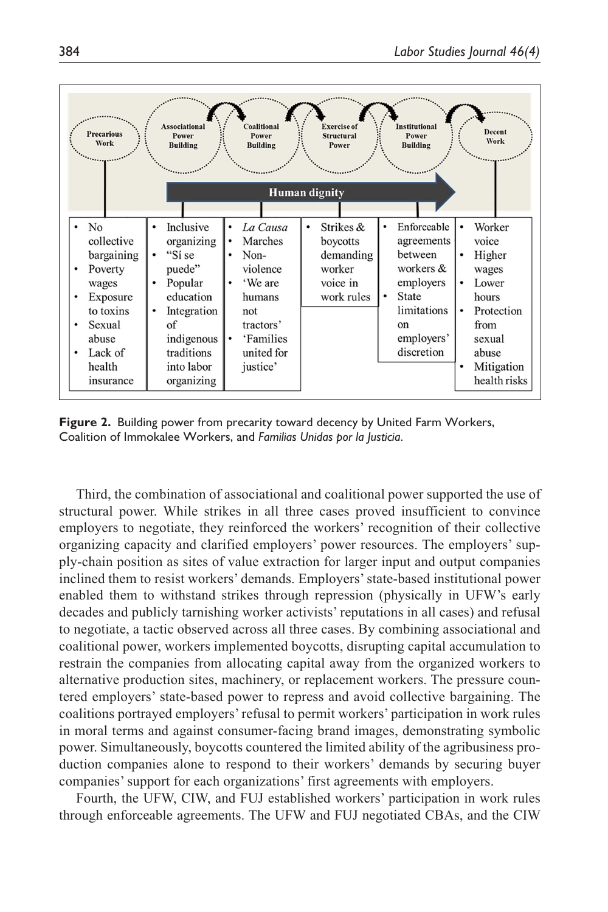| Precarious Work | Associational Power Building | Coalitional Power Building | Exercise of Structural Power | Institutional Power Building | Decent Work |
|---|---|---|---|---|---|
| • No collective bargaining • Poverty wages • Exposure to toxins • Sexual abuse • Lack of health insurance | • Inclusive organizing • "Sí se puede" • Popular education • Integration of indigenous traditions into labor organizing | • *La Causa* • Marches • Non-violence • 'We are humans not tractors' • 'Families united for justice' | • Strikes & boycotts demanding worker voice in work rules | • Enforceable agreements between workers & employers • State limitations on employers' discretion | • Worker voice • Higher wages • Lower hours • Protection from sexual abuse • Mitigation health risks |

Human dignity

**Figure 2.** Building power from precarity toward decency by United Farm Workers, Coalition of Immokalee Workers, and *Familias Unidas por la Justicia*.

Third, the combination of associational and coalitional power supported the use of structural power. While strikes in all three cases proved insufficient to convince employers to negotiate, they reinforced the workers' recognition of their collective organizing capacity and clarified employers' power resources. The employers' supply-chain position as sites of value extraction for larger input and output companies inclined them to resist workers' demands. Employers' state-based institutional power enabled them to withstand strikes through repression (physically in UFW's early decades and publicly tarnishing worker activists' reputations in all cases) and refusal to negotiate, a tactic observed across all three cases. By combining associational and coalitional power, workers implemented boycotts, disrupting capital accumulation to restrain the companies from allocating capital away from the organized workers to alternative production sites, machinery, or replacement workers. The pressure countered employers' state-based power to repress and avoid collective bargaining. The coalitions portrayed employers' refusal to permit workers' participation in work rules in moral terms and against consumer-facing brand images, demonstrating symbolic power. Simultaneously, boycotts countered the limited ability of the agribusiness production companies alone to respond to their workers' demands by securing buyer companies' support for each organizations' first agreements with employers.

Fourth, the UFW, CIW, and FUJ established workers' participation in work rules through enforceable agreements. The UFW and FUJ negotiated CBAs, and the CIW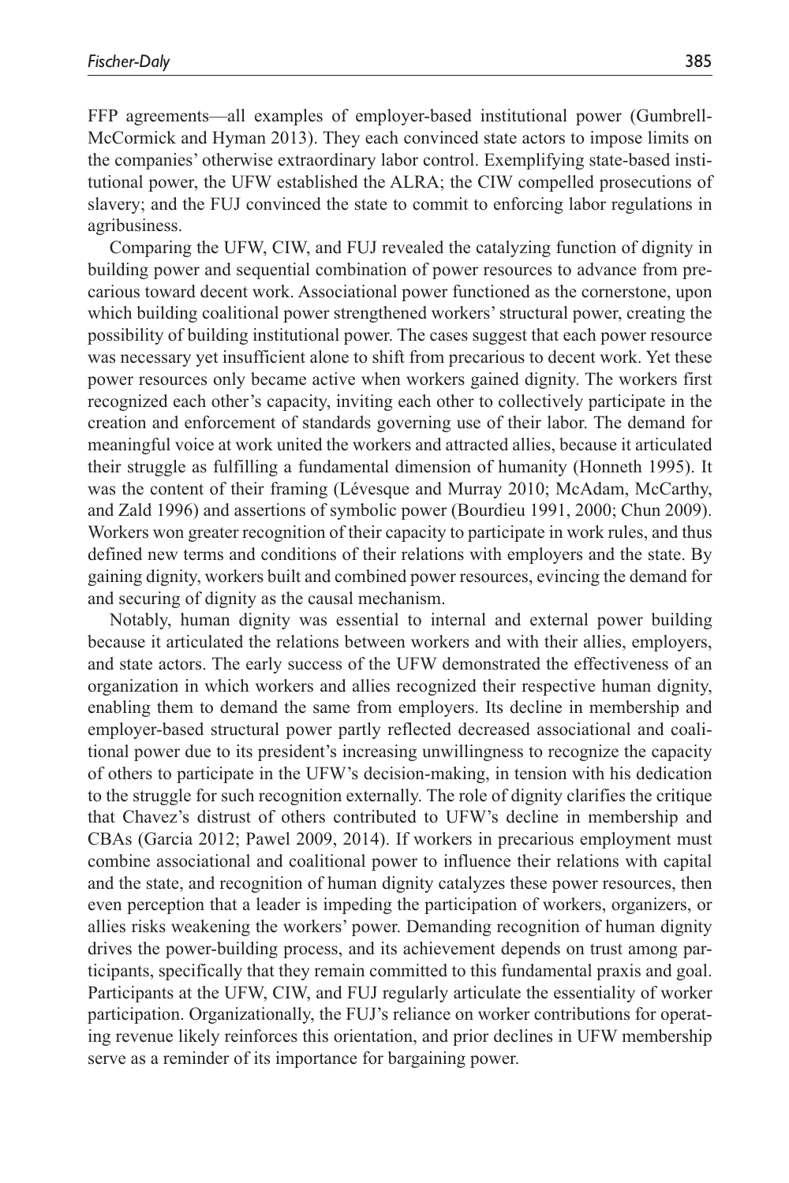FFP agreements—all examples of employer-based institutional power (Gumbrell-McCormick and Hyman 2013). They each convinced state actors to impose limits on the companies' otherwise extraordinary labor control. Exemplifying state-based institutional power, the UFW established the ALRA; the CIW compelled prosecutions of slavery; and the FUJ convinced the state to commit to enforcing labor regulations in agribusiness.

Comparing the UFW, CIW, and FUJ revealed the catalyzing function of dignity in building power and sequential combination of power resources to advance from precarious toward decent work. Associational power functioned as the cornerstone, upon which building coalitional power strengthened workers' structural power, creating the possibility of building institutional power. The cases suggest that each power resource was necessary yet insufficient alone to shift from precarious to decent work. Yet these power resources only became active when workers gained dignity. The workers first recognized each other's capacity, inviting each other to collectively participate in the creation and enforcement of standards governing use of their labor. The demand for meaningful voice at work united the workers and attracted allies, because it articulated their struggle as fulfilling a fundamental dimension of humanity (Honneth 1995). It was the content of their framing (Lévesque and Murray 2010; McAdam, McCarthy, and Zald 1996) and assertions of symbolic power (Bourdieu 1991, 2000; Chun 2009). Workers won greater recognition of their capacity to participate in work rules, and thus defined new terms and conditions of their relations with employers and the state. By gaining dignity, workers built and combined power resources, evincing the demand for and securing of dignity as the causal mechanism.

Notably, human dignity was essential to internal and external power building because it articulated the relations between workers and with their allies, employers, and state actors. The early success of the UFW demonstrated the effectiveness of an organization in which workers and allies recognized their respective human dignity, enabling them to demand the same from employers. Its decline in membership and employer-based structural power partly reflected decreased associational and coalitional power due to its president's increasing unwillingness to recognize the capacity of others to participate in the UFW's decision-making, in tension with his dedication to the struggle for such recognition externally. The role of dignity clarifies the critique that Chavez's distrust of others contributed to UFW's decline in membership and CBAs (Garcia 2012; Pawel 2009, 2014). If workers in precarious employment must combine associational and coalitional power to influence their relations with capital and the state, and recognition of human dignity catalyzes these power resources, then even perception that a leader is impeding the participation of workers, organizers, or allies risks weakening the workers' power. Demanding recognition of human dignity drives the power-building process, and its achievement depends on trust among participants, specifically that they remain committed to this fundamental praxis and goal. Participants at the UFW, CIW, and FUJ regularly articulate the essentiality of worker participation. Organizationally, the FUJ's reliance on worker contributions for operating revenue likely reinforces this orientation, and prior declines in UFW membership serve as a reminder of its importance for bargaining power.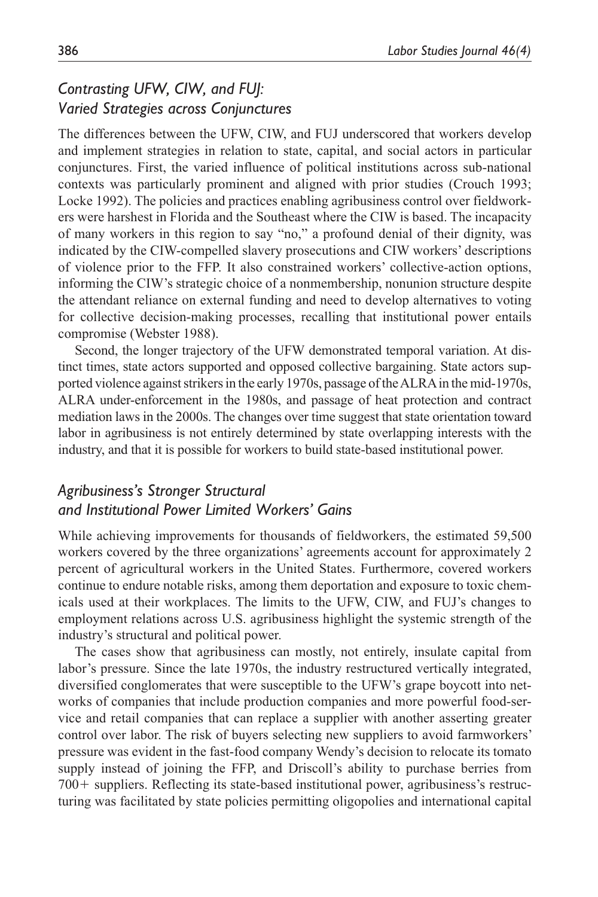### *Contrasting UFW, CIW, and FUJ: Varied Strategies across Conjunctures*

The differences between the UFW, CIW, and FUJ underscored that workers develop and implement strategies in relation to state, capital, and social actors in particular conjunctures. First, the varied influence of political institutions across sub-national contexts was particularly prominent and aligned with prior studies (Crouch 1993; Locke 1992). The policies and practices enabling agribusiness control over fieldworkers were harshest in Florida and the Southeast where the CIW is based. The incapacity of many workers in this region to say "no," a profound denial of their dignity, was indicated by the CIW-compelled slavery prosecutions and CIW workers' descriptions of violence prior to the FFP. It also constrained workers' collective-action options, informing the CIW's strategic choice of a nonmembership, nonunion structure despite the attendant reliance on external funding and need to develop alternatives to voting for collective decision-making processes, recalling that institutional power entails compromise (Webster 1988).

Second, the longer trajectory of the UFW demonstrated temporal variation. At distinct times, state actors supported and opposed collective bargaining. State actors supported violence against strikers in the early 1970s, passage of the ALRA in the mid-1970s, ALRA under-enforcement in the 1980s, and passage of heat protection and contract mediation laws in the 2000s. The changes over time suggest that state orientation toward labor in agribusiness is not entirely determined by state overlapping interests with the industry, and that it is possible for workers to build state-based institutional power.

### *Agribusiness's Stronger Structural and Institutional Power Limited Workers' Gains*

While achieving improvements for thousands of fieldworkers, the estimated 59,500 workers covered by the three organizations' agreements account for approximately 2 percent of agricultural workers in the United States. Furthermore, covered workers continue to endure notable risks, among them deportation and exposure to toxic chemicals used at their workplaces. The limits to the UFW, CIW, and FUJ's changes to employment relations across U.S. agribusiness highlight the systemic strength of the industry's structural and political power.

The cases show that agribusiness can mostly, not entirely, insulate capital from labor's pressure. Since the late 1970s, the industry restructured vertically integrated, diversified conglomerates that were susceptible to the UFW's grape boycott into networks of companies that include production companies and more powerful food-service and retail companies that can replace a supplier with another asserting greater control over labor. The risk of buyers selecting new suppliers to avoid farmworkers' pressure was evident in the fast-food company Wendy's decision to relocate its tomato supply instead of joining the FFP, and Driscoll's ability to purchase berries from 700+ suppliers. Reflecting its state-based institutional power, agribusiness's restructuring was facilitated by state policies permitting oligopolies and international capital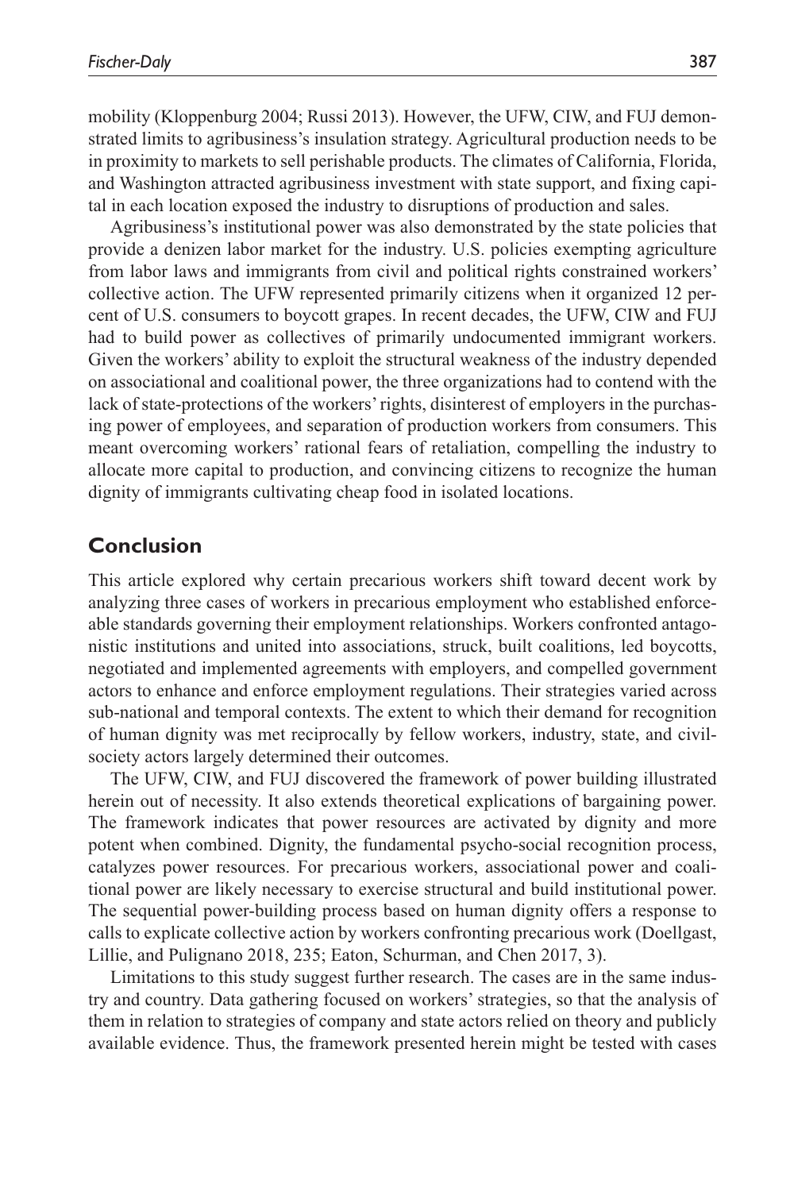mobility (Kloppenburg 2004; Russi 2013). However, the UFW, CIW, and FUJ demonstrated limits to agribusiness's insulation strategy. Agricultural production needs to be in proximity to markets to sell perishable products. The climates of California, Florida, and Washington attracted agribusiness investment with state support, and fixing capital in each location exposed the industry to disruptions of production and sales.

Agribusiness's institutional power was also demonstrated by the state policies that provide a denizen labor market for the industry. U.S. policies exempting agriculture from labor laws and immigrants from civil and political rights constrained workers' collective action. The UFW represented primarily citizens when it organized 12 percent of U.S. consumers to boycott grapes. In recent decades, the UFW, CIW and FUJ had to build power as collectives of primarily undocumented immigrant workers. Given the workers' ability to exploit the structural weakness of the industry depended on associational and coalitional power, the three organizations had to contend with the lack of state-protections of the workers' rights, disinterest of employers in the purchasing power of employees, and separation of production workers from consumers. This meant overcoming workers' rational fears of retaliation, compelling the industry to allocate more capital to production, and convincing citizens to recognize the human dignity of immigrants cultivating cheap food in isolated locations.

## Conclusion

This article explored why certain precarious workers shift toward decent work by analyzing three cases of workers in precarious employment who established enforceable standards governing their employment relationships. Workers confronted antagonistic institutions and united into associations, struck, built coalitions, led boycotts, negotiated and implemented agreements with employers, and compelled government actors to enhance and enforce employment regulations. Their strategies varied across sub-national and temporal contexts. The extent to which their demand for recognition of human dignity was met reciprocally by fellow workers, industry, state, and civil-society actors largely determined their outcomes.

The UFW, CIW, and FUJ discovered the framework of power building illustrated herein out of necessity. It also extends theoretical explications of bargaining power. The framework indicates that power resources are activated by dignity and more potent when combined. Dignity, the fundamental psycho-social recognition process, catalyzes power resources. For precarious workers, associational power and coalitional power are likely necessary to exercise structural and build institutional power. The sequential power-building process based on human dignity offers a response to calls to explicate collective action by workers confronting precarious work (Doellgast, Lillie, and Pulignano 2018, 235; Eaton, Schurman, and Chen 2017, 3).

Limitations to this study suggest further research. The cases are in the same industry and country. Data gathering focused on workers' strategies, so that the analysis of them in relation to strategies of company and state actors relied on theory and publicly available evidence. Thus, the framework presented herein might be tested with cases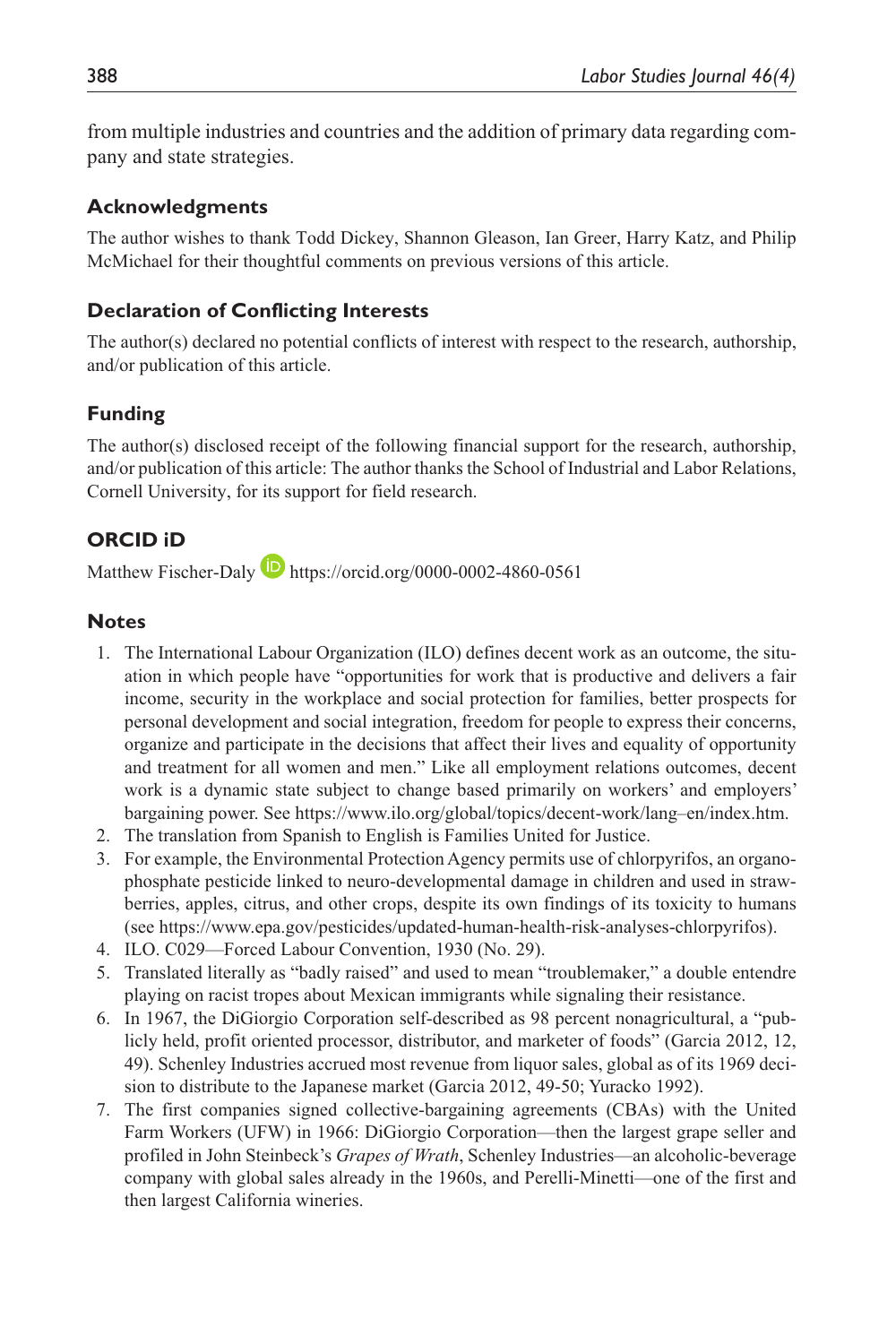from multiple industries and countries and the addition of primary data regarding company and state strategies.

## Acknowledgments

The author wishes to thank Todd Dickey, Shannon Gleason, Ian Greer, Harry Katz, and Philip McMichael for their thoughtful comments on previous versions of this article.

## Declaration of Conflicting Interests

The author(s) declared no potential conflicts of interest with respect to the research, authorship, and/or publication of this article.

## Funding

The author(s) disclosed receipt of the following financial support for the research, authorship, and/or publication of this article: The author thanks the School of Industrial and Labor Relations, Cornell University, for its support for field research.

## ORCID iD

Matthew Fischer-Daly https://orcid.org/0000-0002-4860-0561

## Notes

1. The International Labour Organization (ILO) defines decent work as an outcome, the situation in which people have "opportunities for work that is productive and delivers a fair income, security in the workplace and social protection for families, better prospects for personal development and social integration, freedom for people to express their concerns, organize and participate in the decisions that affect their lives and equality of opportunity and treatment for all women and men." Like all employment relations outcomes, decent work is a dynamic state subject to change based primarily on workers' and employers' bargaining power. See https://www.ilo.org/global/topics/decent-work/lang–en/index.htm.
2. The translation from Spanish to English is Families United for Justice.
3. For example, the Environmental Protection Agency permits use of chlorpyrifos, an organophosphate pesticide linked to neuro-developmental damage in children and used in strawberries, apples, citrus, and other crops, despite its own findings of its toxicity to humans (see https://www.epa.gov/pesticides/updated-human-health-risk-analyses-chlorpyrifos).
4. ILO. C029—Forced Labour Convention, 1930 (No. 29).
5. Translated literally as "badly raised" and used to mean "troublemaker," a double entendre playing on racist tropes about Mexican immigrants while signaling their resistance.
6. In 1967, the DiGiorgio Corporation self-described as 98 percent nonagricultural, a "publicly held, profit oriented processor, distributor, and marketer of foods" (Garcia 2012, 12, 49). Schenley Industries accrued most revenue from liquor sales, global as of its 1969 decision to distribute to the Japanese market (Garcia 2012, 49-50; Yuracko 1992).
7. The first companies signed collective-bargaining agreements (CBAs) with the United Farm Workers (UFW) in 1966: DiGiorgio Corporation—then the largest grape seller and profiled in John Steinbeck's *Grapes of Wrath*, Schenley Industries—an alcoholic-beverage company with global sales already in the 1960s, and Perelli-Minetti—one of the first and then largest California wineries.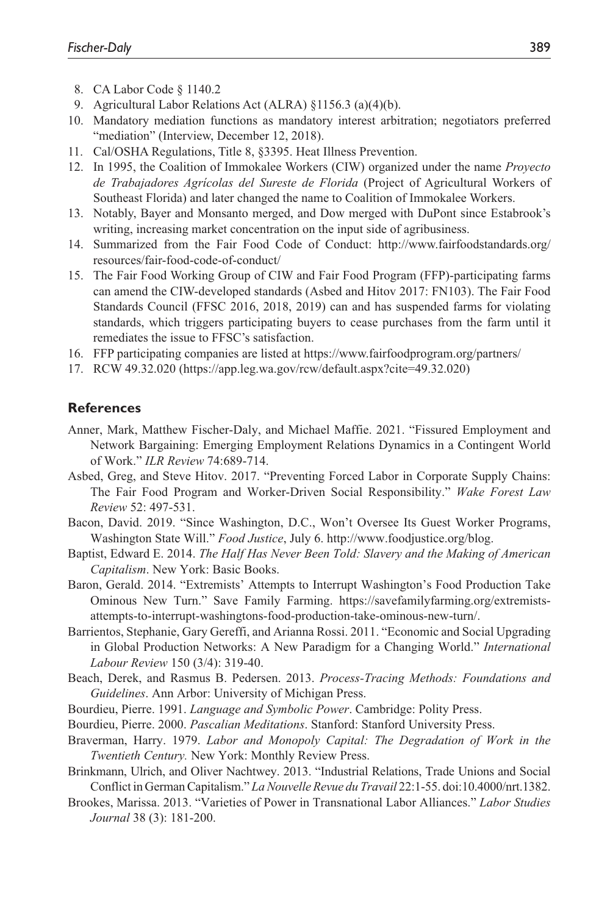8. CA Labor Code § 1140.2
9. Agricultural Labor Relations Act (ALRA) §1156.3 (a)(4)(b).
10. Mandatory mediation functions as mandatory interest arbitration; negotiators preferred "mediation" (Interview, December 12, 2018).
11. Cal/OSHA Regulations, Title 8, §3395. Heat Illness Prevention.
12. In 1995, the Coalition of Immokalee Workers (CIW) organized under the name *Proyecto de Trabajadores Agrícolas del Sureste de Florida* (Project of Agricultural Workers of Southeast Florida) and later changed the name to Coalition of Immokalee Workers.
13. Notably, Bayer and Monsanto merged, and Dow merged with DuPont since Estabrook's writing, increasing market concentration on the input side of agribusiness.
14. Summarized from the Fair Food Code of Conduct: http://www.fairfoodstandards.org/resources/fair-food-code-of-conduct/
15. The Fair Food Working Group of CIW and Fair Food Program (FFP)-participating farms can amend the CIW-developed standards (Asbed and Hitov 2017: FN103). The Fair Food Standards Council (FFSC 2016, 2018, 2019) can and has suspended farms for violating standards, which triggers participating buyers to cease purchases from the farm until it remediates the issue to FFSC's satisfaction.
16. FFP participating companies are listed at https://www.fairfoodprogram.org/partners/
17. RCW 49.32.020 (https://app.leg.wa.gov/rcw/default.aspx?cite=49.32.020)

## References

Anner, Mark, Matthew Fischer-Daly, and Michael Maffie. 2021. "Fissured Employment and Network Bargaining: Emerging Employment Relations Dynamics in a Contingent World of Work." *ILR Review* 74:689-714.

Asbed, Greg, and Steve Hitov. 2017. "Preventing Forced Labor in Corporate Supply Chains: The Fair Food Program and Worker-Driven Social Responsibility." *Wake Forest Law Review* 52: 497-531.

Bacon, David. 2019. "Since Washington, D.C., Won't Oversee Its Guest Worker Programs, Washington State Will." *Food Justice*, July 6. http://www.foodjustice.org/blog.

Baptist, Edward E. 2014. *The Half Has Never Been Told: Slavery and the Making of American Capitalism*. New York: Basic Books.

Baron, Gerald. 2014. "Extremists' Attempts to Interrupt Washington's Food Production Take Ominous New Turn." Save Family Farming. https://savefamilyfarming.org/extremists-attempts-to-interrupt-washingtons-food-production-take-ominous-new-turn/.

Barrientos, Stephanie, Gary Gereffi, and Arianna Rossi. 2011. "Economic and Social Upgrading in Global Production Networks: A New Paradigm for a Changing World." *International Labour Review* 150 (3/4): 319-40.

Beach, Derek, and Rasmus B. Pedersen. 2013. *Process-Tracing Methods: Foundations and Guidelines*. Ann Arbor: University of Michigan Press.

Bourdieu, Pierre. 1991. *Language and Symbolic Power*. Cambridge: Polity Press.

Bourdieu, Pierre. 2000. *Pascalian Meditations*. Stanford: Stanford University Press.

Braverman, Harry. 1979. *Labor and Monopoly Capital: The Degradation of Work in the Twentieth Century.* New York: Monthly Review Press.

Brinkmann, Ulrich, and Oliver Nachtwey. 2013. "Industrial Relations, Trade Unions and Social Conflict in German Capitalism." *La Nouvelle Revue du Travail* 22:1-55. doi:10.4000/nrt.1382.

Brookes, Marissa. 2013. "Varieties of Power in Transnational Labor Alliances." *Labor Studies Journal* 38 (3): 181-200.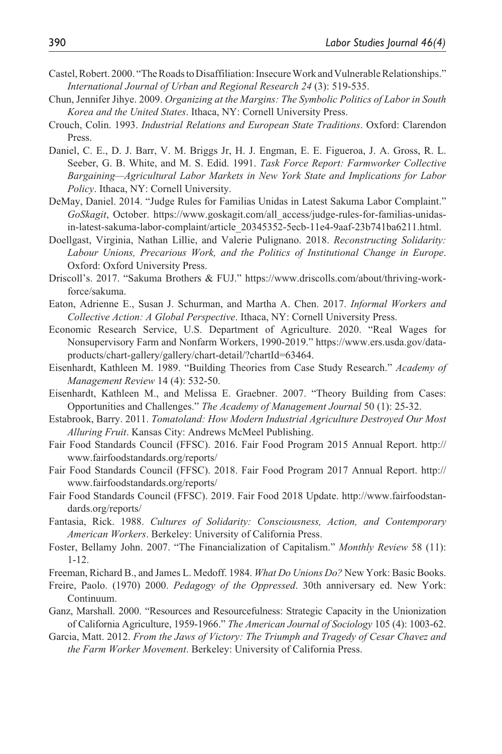Castel, Robert. 2000. "The Roads to Disaffiliation: Insecure Work and Vulnerable Relationships." *International Journal of Urban and Regional Research 24* (3): 519-535.

Chun, Jennifer Jihye. 2009. *Organizing at the Margins: The Symbolic Politics of Labor in South Korea and the United States*. Ithaca, NY: Cornell University Press.

Crouch, Colin. 1993. *Industrial Relations and European State Traditions*. Oxford: Clarendon Press.

Daniel, C. E., D. J. Barr, V. M. Briggs Jr, H. J. Engman, E. E. Figueroa, J. A. Gross, R. L. Seeber, G. B. White, and M. S. Edid. 1991. *Task Force Report: Farmworker Collective Bargaining—Agricultural Labor Markets in New York State and Implications for Labor Policy*. Ithaca, NY: Cornell University.

DeMay, Daniel. 2014. "Judge Rules for Familias Unidas in Latest Sakuma Labor Complaint." *GoSkagit*, October. https://www.goskagit.com/all_access/judge-rules-for-familias-unidas-in-latest-sakuma-labor-complaint/article_20345352-5ecb-11e4-9aaf-23b741ba6211.html.

Doellgast, Virginia, Nathan Lillie, and Valerie Pulignano. 2018. *Reconstructing Solidarity: Labour Unions, Precarious Work, and the Politics of Institutional Change in Europe*. Oxford: Oxford University Press.

Driscoll's. 2017. "Sakuma Brothers & FUJ." https://www.driscolls.com/about/thriving-workforce/sakuma.

Eaton, Adrienne E., Susan J. Schurman, and Martha A. Chen. 2017. *Informal Workers and Collective Action: A Global Perspective*. Ithaca, NY: Cornell University Press.

Economic Research Service, U.S. Department of Agriculture. 2020. "Real Wages for Nonsupervisory Farm and Nonfarm Workers, 1990-2019." https://www.ers.usda.gov/data-products/chart-gallery/gallery/chart-detail/?chartId=63464.

Eisenhardt, Kathleen M. 1989. "Building Theories from Case Study Research." *Academy of Management Review* 14 (4): 532-50.

Eisenhardt, Kathleen M., and Melissa E. Graebner. 2007. "Theory Building from Cases: Opportunities and Challenges." *The Academy of Management Journal* 50 (1): 25-32.

Estabrook, Barry. 2011. *Tomatoland: How Modern Industrial Agriculture Destroyed Our Most Alluring Fruit*. Kansas City: Andrews McMeel Publishing.

Fair Food Standards Council (FFSC). 2016. Fair Food Program 2015 Annual Report. http://www.fairfoodstandards.org/reports/

Fair Food Standards Council (FFSC). 2018. Fair Food Program 2017 Annual Report. http://www.fairfoodstandards.org/reports/

Fair Food Standards Council (FFSC). 2019. Fair Food 2018 Update. http://www.fairfoodstandards.org/reports/

Fantasia, Rick. 1988. *Cultures of Solidarity: Consciousness, Action, and Contemporary American Workers*. Berkeley: University of California Press.

Foster, Bellamy John. 2007. "The Financialization of Capitalism." *Monthly Review* 58 (11): 1-12.

Freeman, Richard B., and James L. Medoff. 1984. *What Do Unions Do?* New York: Basic Books.

Freire, Paolo. (1970) 2000. *Pedagogy of the Oppressed*. 30th anniversary ed. New York: Continuum.

Ganz, Marshall. 2000. "Resources and Resourcefulness: Strategic Capacity in the Unionization of California Agriculture, 1959-1966." *The American Journal of Sociology* 105 (4): 1003-62.

Garcia, Matt. 2012. *From the Jaws of Victory: The Triumph and Tragedy of Cesar Chavez and the Farm Worker Movement*. Berkeley: University of California Press.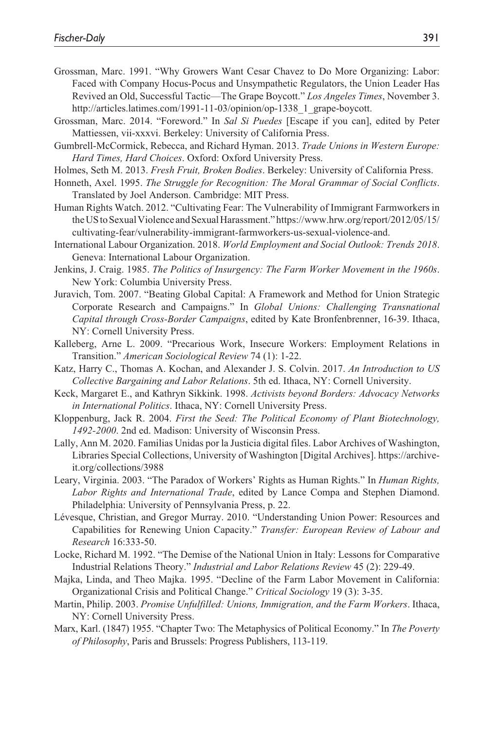Grossman, Marc. 1991. "Why Growers Want Cesar Chavez to Do More Organizing: Labor: Faced with Company Hocus-Pocus and Unsympathetic Regulators, the Union Leader Has Revived an Old, Successful Tactic—The Grape Boycott." *Los Angeles Times*, November 3. http://articles.latimes.com/1991-11-03/opinion/op-1338_1_grape-boycott.

Grossman, Marc. 2014. "Foreword." In *Sal Si Puedes* [Escape if you can], edited by Peter Mattiessen, vii-xxxvi. Berkeley: University of California Press.

Gumbrell-McCormick, Rebecca, and Richard Hyman. 2013. *Trade Unions in Western Europe: Hard Times, Hard Choices*. Oxford: Oxford University Press.

Holmes, Seth M. 2013. *Fresh Fruit, Broken Bodies*. Berkeley: University of California Press.

Honneth, Axel. 1995. *The Struggle for Recognition: The Moral Grammar of Social Conflicts*. Translated by Joel Anderson. Cambridge: MIT Press.

Human Rights Watch. 2012. "Cultivating Fear: The Vulnerability of Immigrant Farmworkers in the US to Sexual Violence and Sexual Harassment." https://www.hrw.org/report/2012/05/15/cultivating-fear/vulnerability-immigrant-farmworkers-us-sexual-violence-and.

International Labour Organization. 2018. *World Employment and Social Outlook: Trends 2018*. Geneva: International Labour Organization.

Jenkins, J. Craig. 1985. *The Politics of Insurgency: The Farm Worker Movement in the 1960s*. New York: Columbia University Press.

Juravich, Tom. 2007. "Beating Global Capital: A Framework and Method for Union Strategic Corporate Research and Campaigns." In *Global Unions: Challenging Transnational Capital through Cross-Border Campaigns*, edited by Kate Bronfenbrenner, 16-39. Ithaca, NY: Cornell University Press.

Kalleberg, Arne L. 2009. "Precarious Work, Insecure Workers: Employment Relations in Transition." *American Sociological Review* 74 (1): 1-22.

Katz, Harry C., Thomas A. Kochan, and Alexander J. S. Colvin. 2017. *An Introduction to US Collective Bargaining and Labor Relations*. 5th ed. Ithaca, NY: Cornell University.

Keck, Margaret E., and Kathryn Sikkink. 1998. *Activists beyond Borders: Advocacy Networks in International Politics*. Ithaca, NY: Cornell University Press.

Kloppenburg, Jack R. 2004. *First the Seed: The Political Economy of Plant Biotechnology, 1492-2000*. 2nd ed. Madison: University of Wisconsin Press.

Lally, Ann M. 2020. Familias Unidas por la Justicia digital files. Labor Archives of Washington, Libraries Special Collections, University of Washington [Digital Archives]. https://archive-it.org/collections/3988

Leary, Virginia. 2003. "The Paradox of Workers' Rights as Human Rights." In *Human Rights, Labor Rights and International Trade*, edited by Lance Compa and Stephen Diamond. Philadelphia: University of Pennsylvania Press, p. 22.

Lévesque, Christian, and Gregor Murray. 2010. "Understanding Union Power: Resources and Capabilities for Renewing Union Capacity." *Transfer: European Review of Labour and Research* 16:333-50.

Locke, Richard M. 1992. "The Demise of the National Union in Italy: Lessons for Comparative Industrial Relations Theory." *Industrial and Labor Relations Review* 45 (2): 229-49.

Majka, Linda, and Theo Majka. 1995. "Decline of the Farm Labor Movement in California: Organizational Crisis and Political Change." *Critical Sociology* 19 (3): 3-35.

Martin, Philip. 2003. *Promise Unfulfilled: Unions, Immigration, and the Farm Workers*. Ithaca, NY: Cornell University Press.

Marx, Karl. (1847) 1955. "Chapter Two: The Metaphysics of Political Economy." In *The Poverty of Philosophy*, Paris and Brussels: Progress Publishers, 113-119.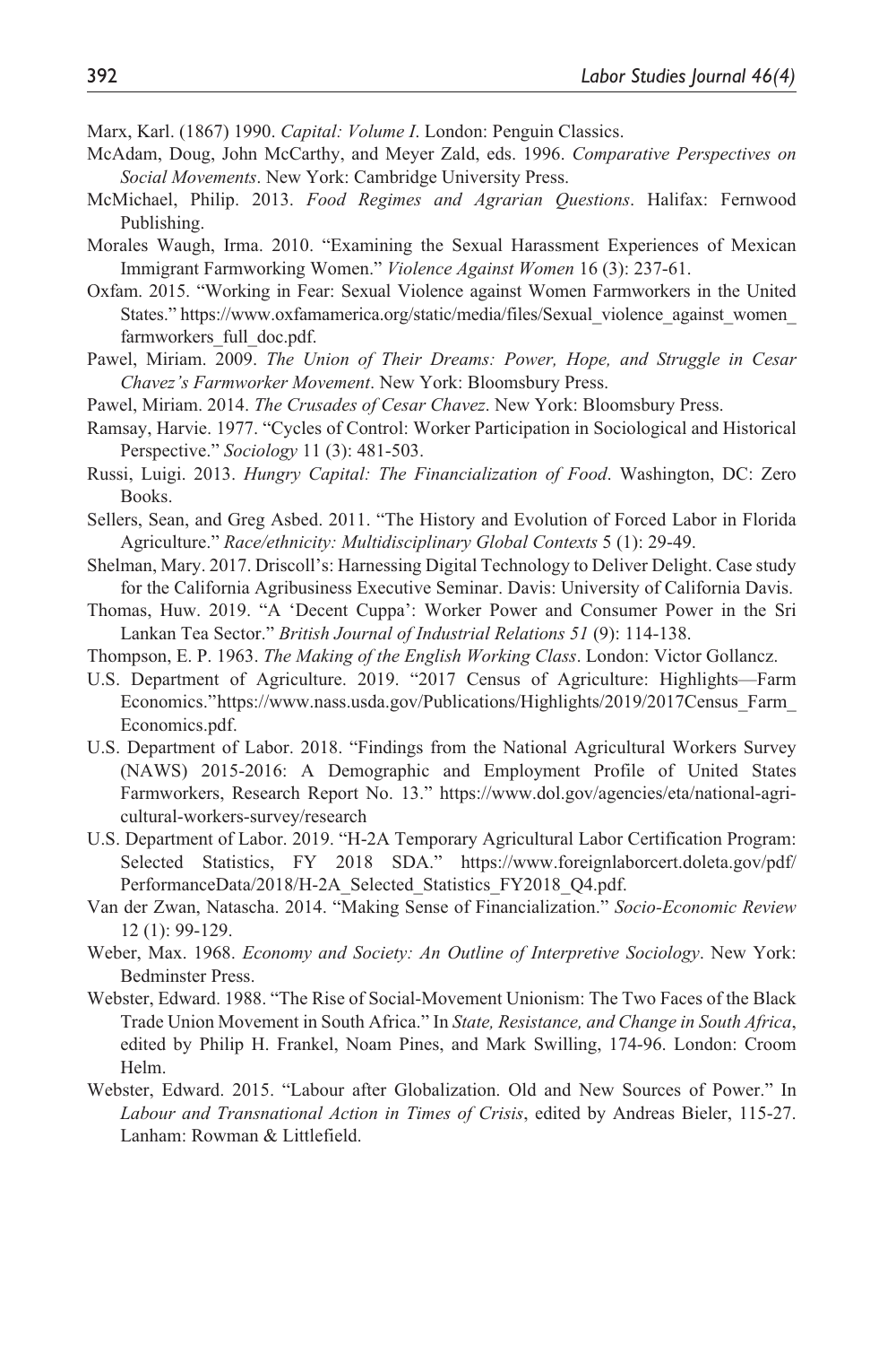Marx, Karl. (1867) 1990. *Capital: Volume I*. London: Penguin Classics.

McAdam, Doug, John McCarthy, and Meyer Zald, eds. 1996. *Comparative Perspectives on Social Movements*. New York: Cambridge University Press.

McMichael, Philip. 2013. *Food Regimes and Agrarian Questions*. Halifax: Fernwood Publishing.

Morales Waugh, Irma. 2010. "Examining the Sexual Harassment Experiences of Mexican Immigrant Farmworking Women." *Violence Against Women* 16 (3): 237-61.

Oxfam. 2015. "Working in Fear: Sexual Violence against Women Farmworkers in the United States." https://www.oxfamamerica.org/static/media/files/Sexual_violence_against_women_farmworkers_full_doc.pdf.

Pawel, Miriam. 2009. *The Union of Their Dreams: Power, Hope, and Struggle in Cesar Chavez's Farmworker Movement*. New York: Bloomsbury Press.

Pawel, Miriam. 2014. *The Crusades of Cesar Chavez*. New York: Bloomsbury Press.

Ramsay, Harvie. 1977. "Cycles of Control: Worker Participation in Sociological and Historical Perspective." *Sociology* 11 (3): 481-503.

Russi, Luigi. 2013. *Hungry Capital: The Financialization of Food*. Washington, DC: Zero Books.

Sellers, Sean, and Greg Asbed. 2011. "The History and Evolution of Forced Labor in Florida Agriculture." *Race/ethnicity: Multidisciplinary Global Contexts* 5 (1): 29-49.

Shelman, Mary. 2017. Driscoll's: Harnessing Digital Technology to Deliver Delight. Case study for the California Agribusiness Executive Seminar. Davis: University of California Davis.

Thomas, Huw. 2019. "A 'Decent Cuppa': Worker Power and Consumer Power in the Sri Lankan Tea Sector." *British Journal of Industrial Relations 51* (9): 114-138.

Thompson, E. P. 1963. *The Making of the English Working Class*. London: Victor Gollancz.

U.S. Department of Agriculture. 2019. "2017 Census of Agriculture: Highlights—Farm Economics."https://www.nass.usda.gov/Publications/Highlights/2019/2017Census_Farm_Economics.pdf.

U.S. Department of Labor. 2018. "Findings from the National Agricultural Workers Survey (NAWS) 2015-2016: A Demographic and Employment Profile of United States Farmworkers, Research Report No. 13." https://www.dol.gov/agencies/eta/national-agricultural-workers-survey/research

U.S. Department of Labor. 2019. "H-2A Temporary Agricultural Labor Certification Program: Selected Statistics, FY 2018 SDA." https://www.foreignlaborcert.doleta.gov/pdf/PerformanceData/2018/H-2A_Selected_Statistics_FY2018_Q4.pdf.

Van der Zwan, Natascha. 2014. "Making Sense of Financialization." *Socio-Economic Review* 12 (1): 99-129.

Weber, Max. 1968. *Economy and Society: An Outline of Interpretive Sociology*. New York: Bedminster Press.

Webster, Edward. 1988. "The Rise of Social-Movement Unionism: The Two Faces of the Black Trade Union Movement in South Africa." In *State, Resistance, and Change in South Africa*, edited by Philip H. Frankel, Noam Pines, and Mark Swilling, 174-96. London: Croom Helm.

Webster, Edward. 2015. "Labour after Globalization. Old and New Sources of Power." In *Labour and Transnational Action in Times of Crisis*, edited by Andreas Bieler, 115-27. Lanham: Rowman & Littlefield.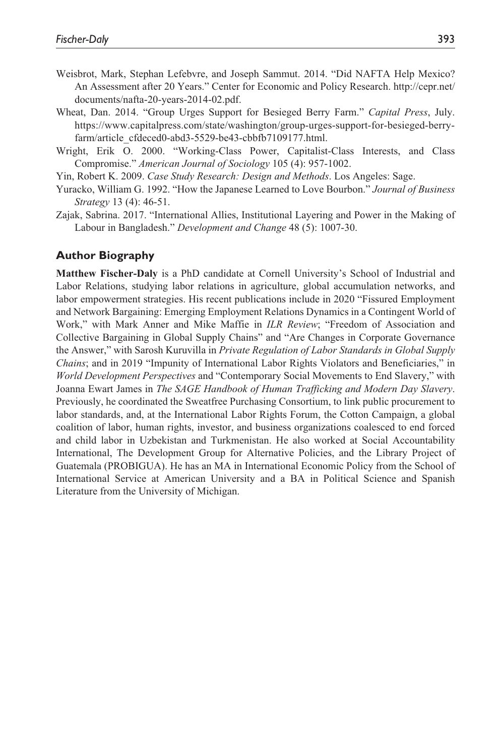Weisbrot, Mark, Stephan Lefebvre, and Joseph Sammut. 2014. "Did NAFTA Help Mexico? An Assessment after 20 Years." Center for Economic and Policy Research. http://cepr.net/documents/nafta-20-years-2014-02.pdf.

Wheat, Dan. 2014. "Group Urges Support for Besieged Berry Farm." *Capital Press*, July. https://www.capitalpress.com/state/washington/group-urges-support-for-besieged-berry-farm/article_cfdeced0-abd3-5529-be43-cbbfb7109177.html.

Wright, Erik O. 2000. "Working-Class Power, Capitalist-Class Interests, and Class Compromise." *American Journal of Sociology* 105 (4): 957-1002.

Yin, Robert K. 2009. *Case Study Research: Design and Methods*. Los Angeles: Sage.

Yuracko, William G. 1992. "How the Japanese Learned to Love Bourbon." *Journal of Business Strategy* 13 (4): 46-51.

Zajak, Sabrina. 2017. "International Allies, Institutional Layering and Power in the Making of Labour in Bangladesh." *Development and Change* 48 (5): 1007-30.

## Author Biography

**Matthew Fischer-Daly** is a PhD candidate at Cornell University's School of Industrial and Labor Relations, studying labor relations in agriculture, global accumulation networks, and labor empowerment strategies. His recent publications include in 2020 "Fissured Employment and Network Bargaining: Emerging Employment Relations Dynamics in a Contingent World of Work," with Mark Anner and Mike Maffie in *ILR Review*; "Freedom of Association and Collective Bargaining in Global Supply Chains" and "Are Changes in Corporate Governance the Answer," with Sarosh Kuruvilla in *Private Regulation of Labor Standards in Global Supply Chains*; and in 2019 "Impunity of International Labor Rights Violators and Beneficiaries," in *World Development Perspectives* and "Contemporary Social Movements to End Slavery," with Joanna Ewart James in *The SAGE Handbook of Human Trafficking and Modern Day Slavery*. Previously, he coordinated the Sweatfree Purchasing Consortium, to link public procurement to labor standards, and, at the International Labor Rights Forum, the Cotton Campaign, a global coalition of labor, human rights, investor, and business organizations coalesced to end forced and child labor in Uzbekistan and Turkmenistan. He also worked at Social Accountability International, The Development Group for Alternative Policies, and the Library Project of Guatemala (PROBIGUA). He has an MA in International Economic Policy from the School of International Service at American University and a BA in Political Science and Spanish Literature from the University of Michigan.